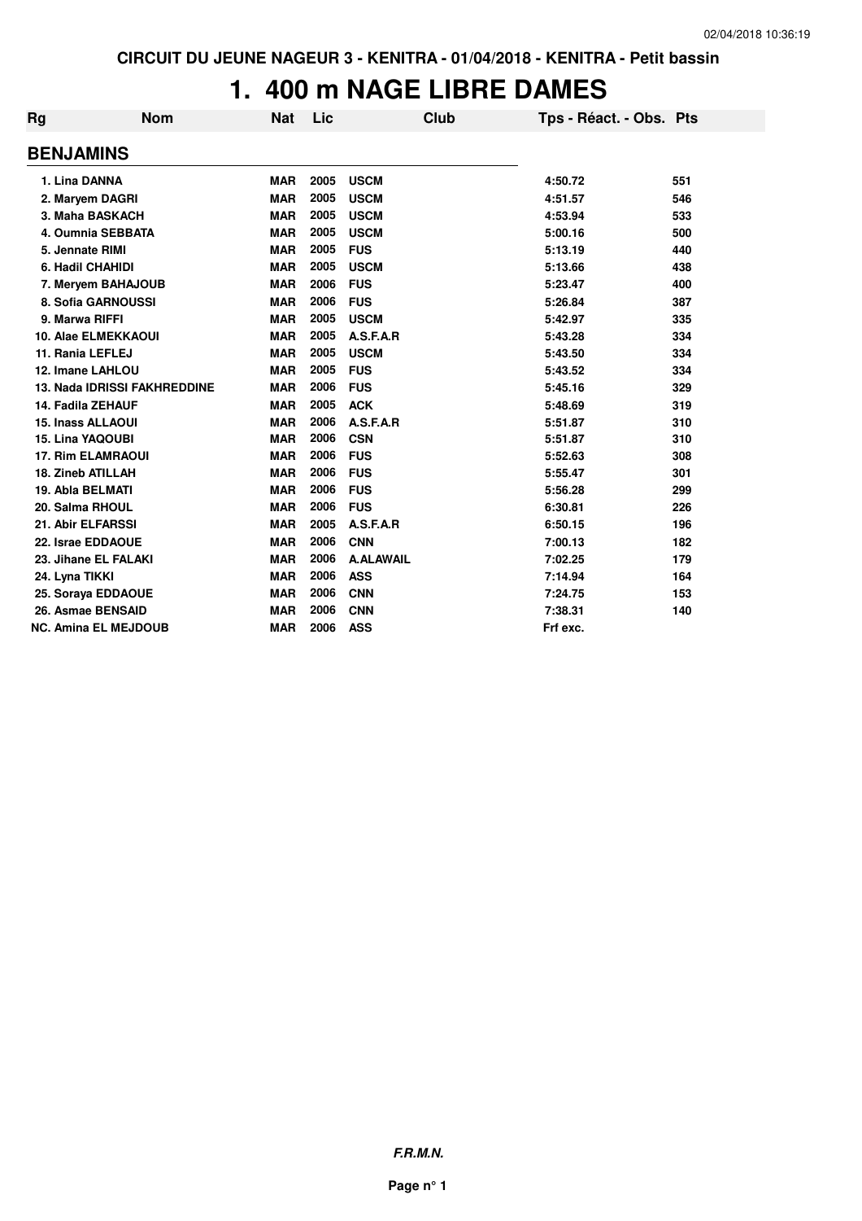CIRCUIT DU JEUNE NAGEUR 3 - KENITRA - 01/04/2018 - KENITRA - Petit bassin

# 1. 400 m NAGE LIBRE DAMES

| Rg | Nom | Nat | Lic | Club | Tps - Réact. - Obs. | Pts |
|---|---|---|---|---|---|---|
| **BENJAMINS** | | | | | | |
| 1. | Lina DANNA | MAR | 2005 | USCM | 4:50.72 | 551 |
| 2. | Maryem DAGRI | MAR | 2005 | USCM | 4:51.57 | 546 |
| 3. | Maha BASKACH | MAR | 2005 | USCM | 4:53.94 | 533 |
| 4. | Oumnia SEBBATA | MAR | 2005 | USCM | 5:00.16 | 500 |
| 5. | Jennate RIMI | MAR | 2005 | FUS | 5:13.19 | 440 |
| 6. | Hadil CHAHIDI | MAR | 2005 | USCM | 5:13.66 | 438 |
| 7. | Meryem BAHAJOUB | MAR | 2006 | FUS | 5:23.47 | 400 |
| 8. | Sofia GARNOUSSI | MAR | 2006 | FUS | 5:26.84 | 387 |
| 9. | Marwa RIFFI | MAR | 2005 | USCM | 5:42.97 | 335 |
| 10. | Alae ELMEKKAOUI | MAR | 2005 | A.S.F.A.R | 5:43.28 | 334 |
| 11. | Rania LEFLEJ | MAR | 2005 | USCM | 5:43.50 | 334 |
| 12. | Imane LAHLOU | MAR | 2005 | FUS | 5:43.52 | 334 |
| 13. | Nada IDRISSI FAKHREDDINE | MAR | 2006 | FUS | 5:45.16 | 329 |
| 14. | Fadila ZEHAUF | MAR | 2005 | ACK | 5:48.69 | 319 |
| 15. | Inass ALLAOUI | MAR | 2006 | A.S.F.A.R | 5:51.87 | 310 |
| 15. | Lina YAQOUBI | MAR | 2006 | CSN | 5:51.87 | 310 |
| 17. | Rim ELAMRAOUI | MAR | 2006 | FUS | 5:52.63 | 308 |
| 18. | Zineb ATILLAH | MAR | 2006 | FUS | 5:55.47 | 301 |
| 19. | Abla BELMATI | MAR | 2006 | FUS | 5:56.28 | 299 |
| 20. | Salma RHOUL | MAR | 2006 | FUS | 6:30.81 | 226 |
| 21. | Abir ELFARSSI | MAR | 2005 | A.S.F.A.R | 6:50.15 | 196 |
| 22. | Israe EDDAOUE | MAR | 2006 | CNN | 7:00.13 | 182 |
| 23. | Jihane EL FALAKI | MAR | 2006 | A.ALAWAIL | 7:02.25 | 179 |
| 24. | Lyna TIKKI | MAR | 2006 | ASS | 7:14.94 | 164 |
| 25. | Soraya EDDAOUE | MAR | 2006 | CNN | 7:24.75 | 153 |
| 26. | Asmae BENSAID | MAR | 2006 | CNN | 7:38.31 | 140 |
| NC. | Amina EL MEJDOUB | MAR | 2006 | ASS | Frf exc. | |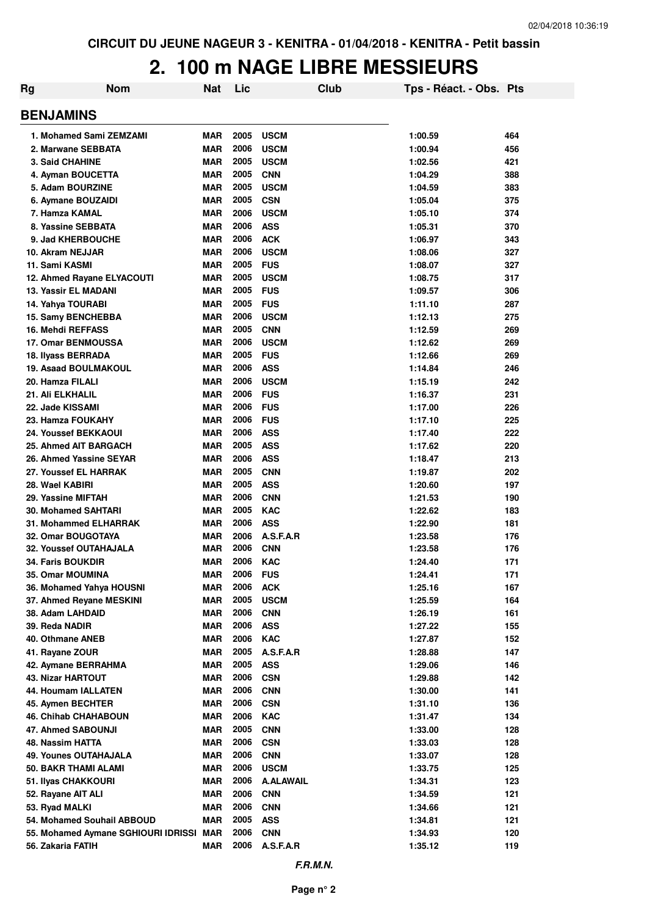CIRCUIT DU JEUNE NAGEUR 3 - KENITRA - 01/04/2018 - KENITRA - Petit bassin

# 2. 100 m NAGE LIBRE MESSIEURS

## BENJAMINS

| Rg | Nom | Nat | Lic | Club | Tps - Réact. - Obs. | Pts |
|---|---|---|---|---|---|---|
| 1. | Mohamed Sami ZEMZAMI | MAR | 2005 | USCM | 1:00.59 | 464 |
| 2. | Marwane SEBBATA | MAR | 2006 | USCM | 1:00.94 | 456 |
| 3. | Said CHAHINE | MAR | 2005 | USCM | 1:02.56 | 421 |
| 4. | Ayman BOUCETTA | MAR | 2005 | CNN | 1:04.29 | 388 |
| 5. | Adam BOURZINE | MAR | 2005 | USCM | 1:04.59 | 383 |
| 6. | Aymane BOUZAIDI | MAR | 2005 | CSN | 1:05.04 | 375 |
| 7. | Hamza KAMAL | MAR | 2006 | USCM | 1:05.10 | 374 |
| 8. | Yassine SEBBATA | MAR | 2006 | ASS | 1:05.31 | 370 |
| 9. | Jad KHERBOUCHE | MAR | 2006 | ACK | 1:06.97 | 343 |
| 10. | Akram NEJJAR | MAR | 2006 | USCM | 1:08.06 | 327 |
| 11. | Sami KASMI | MAR | 2005 | FUS | 1:08.07 | 327 |
| 12. | Ahmed Rayane ELYACOUTI | MAR | 2005 | USCM | 1:08.75 | 317 |
| 13. | Yassir EL MADANI | MAR | 2005 | FUS | 1:09.57 | 306 |
| 14. | Yahya TOURABI | MAR | 2005 | FUS | 1:11.10 | 287 |
| 15. | Samy BENCHEBBA | MAR | 2006 | USCM | 1:12.13 | 275 |
| 16. | Mehdi REFFASS | MAR | 2005 | CNN | 1:12.59 | 269 |
| 17. | Omar BENMOUSSA | MAR | 2006 | USCM | 1:12.62 | 269 |
| 18. | Ilyass BERRADA | MAR | 2005 | FUS | 1:12.66 | 269 |
| 19. | Asaad BOULMAKOUL | MAR | 2006 | ASS | 1:14.84 | 246 |
| 20. | Hamza FILALI | MAR | 2006 | USCM | 1:15.19 | 242 |
| 21. | Ali ELKHALIL | MAR | 2006 | FUS | 1:16.37 | 231 |
| 22. | Jade KISSAMI | MAR | 2006 | FUS | 1:17.00 | 226 |
| 23. | Hamza FOUKAHY | MAR | 2006 | FUS | 1:17.10 | 225 |
| 24. | Youssef BEKKAOUI | MAR | 2006 | ASS | 1:17.40 | 222 |
| 25. | Ahmed AIT BARGACH | MAR | 2005 | ASS | 1:17.62 | 220 |
| 26. | Ahmed Yassine SEYAR | MAR | 2006 | ASS | 1:18.47 | 213 |
| 27. | Youssef EL HARRAK | MAR | 2005 | CNN | 1:19.87 | 202 |
| 28. | Wael KABIRI | MAR | 2005 | ASS | 1:20.60 | 197 |
| 29. | Yassine MIFTAH | MAR | 2006 | CNN | 1:21.53 | 190 |
| 30. | Mohamed SAHTARI | MAR | 2005 | KAC | 1:22.62 | 183 |
| 31. | Mohammed ELHARRAK | MAR | 2006 | ASS | 1:22.90 | 181 |
| 32. | Omar BOUGOTAYA | MAR | 2006 | A.S.F.A.R | 1:23.58 | 176 |
| 32. | Youssef OUTAHAJALA | MAR | 2006 | CNN | 1:23.58 | 176 |
| 34. | Faris BOUKDIR | MAR | 2006 | KAC | 1:24.40 | 171 |
| 35. | Omar MOUMINA | MAR | 2006 | FUS | 1:24.41 | 171 |
| 36. | Mohamed Yahya HOUSNI | MAR | 2006 | ACK | 1:25.16 | 167 |
| 37. | Ahmed Reyane MESKINI | MAR | 2005 | USCM | 1:25.59 | 164 |
| 38. | Adam LAHDAID | MAR | 2006 | CNN | 1:26.19 | 161 |
| 39. | Reda NADIR | MAR | 2006 | ASS | 1:27.22 | 155 |
| 40. | Othmane ANEB | MAR | 2006 | KAC | 1:27.87 | 152 |
| 41. | Rayane ZOUR | MAR | 2005 | A.S.F.A.R | 1:28.88 | 147 |
| 42. | Aymane BERRAHMA | MAR | 2005 | ASS | 1:29.06 | 146 |
| 43. | Nizar HARTOUT | MAR | 2006 | CSN | 1:29.88 | 142 |
| 44. | Houmam IALLATEN | MAR | 2006 | CNN | 1:30.00 | 141 |
| 45. | Aymen BECHTER | MAR | 2006 | CSN | 1:31.10 | 136 |
| 46. | Chihab CHAHABOUN | MAR | 2006 | KAC | 1:31.47 | 134 |
| 47. | Ahmed SABOUNJI | MAR | 2005 | CNN | 1:33.00 | 128 |
| 48. | Nassim HATTA | MAR | 2006 | CSN | 1:33.03 | 128 |
| 49. | Younes OUTAHAJALA | MAR | 2006 | CNN | 1:33.07 | 128 |
| 50. | BAKR THAMI ALAMI | MAR | 2006 | USCM | 1:33.75 | 125 |
| 51. | Ilyas CHAKKOURI | MAR | 2006 | A.ALAWAIL | 1:34.31 | 123 |
| 52. | Rayane AIT ALI | MAR | 2006 | CNN | 1:34.59 | 121 |
| 53. | Ryad MALKI | MAR | 2006 | CNN | 1:34.66 | 121 |
| 54. | Mohamed Souhail ABBOUD | MAR | 2005 | ASS | 1:34.81 | 121 |
| 55. | Mohamed Aymane SGHIOURI IDRISSI | MAR | 2006 | CNN | 1:34.93 | 120 |
| 56. | Zakaria FATIH | MAR | 2006 | A.S.F.A.R | 1:35.12 | 119 |

*F.R.M.N.*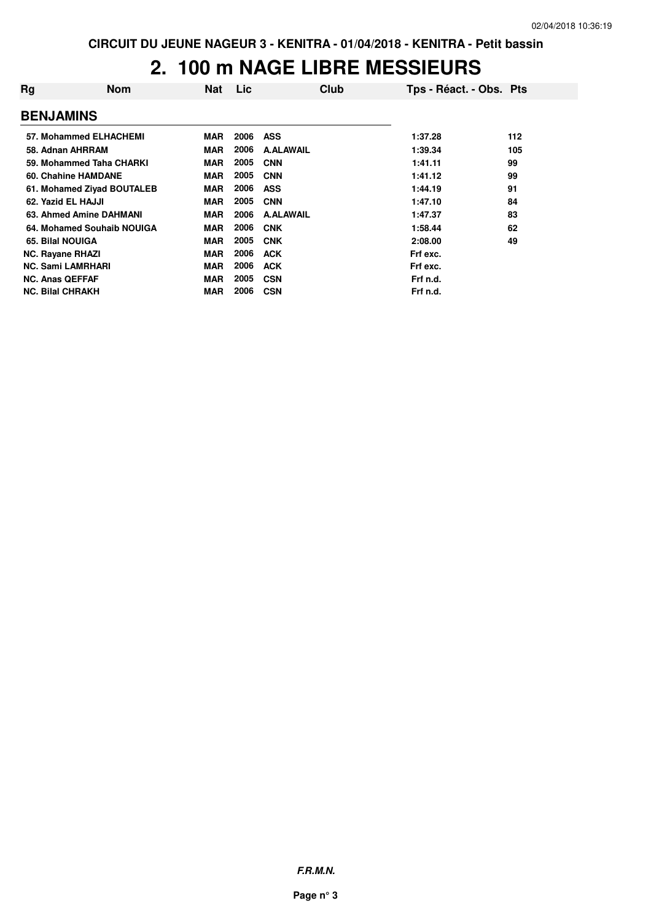CIRCUIT DU JEUNE NAGEUR 3 - KENITRA - 01/04/2018 - KENITRA - Petit bassin

# 2. 100 m NAGE LIBRE MESSIEURS

| Rg | Nom | Nat | Lic | Club | Tps - Réact. - Obs. | Pts |
|---|---|---|---|---|---|---|
| **BENJAMINS** | | | | | | |
| 57. | Mohammed ELHACHEMI | MAR | 2006 | ASS | 1:37.28 | 112 |
| 58. | Adnan AHRRAM | MAR | 2006 | A.ALAWAIL | 1:39.34 | 105 |
| 59. | Mohammed Taha CHARKI | MAR | 2005 | CNN | 1:41.11 | 99 |
| 60. | Chahine HAMDANE | MAR | 2005 | CNN | 1:41.12 | 99 |
| 61. | Mohamed Ziyad BOUTALEB | MAR | 2006 | ASS | 1:44.19 | 91 |
| 62. | Yazid EL HAJJI | MAR | 2005 | CNN | 1:47.10 | 84 |
| 63. | Ahmed Amine DAHMANI | MAR | 2006 | A.ALAWAIL | 1:47.37 | 83 |
| 64. | Mohamed Souhaib NOUIGA | MAR | 2006 | CNK | 1:58.44 | 62 |
| 65. | Bilal NOUIGA | MAR | 2005 | CNK | 2:08.00 | 49 |
| NC. | Rayane RHAZI | MAR | 2006 | ACK | Frf exc. | |
| NC. | Sami LAMRHARI | MAR | 2006 | ACK | Frf exc. | |
| NC. | Anas QEFFAF | MAR | 2005 | CSN | Frf n.d. | |
| NC. | Bilal CHRAKH | MAR | 2006 | CSN | Frf n.d. | |

*F.R.M.N.*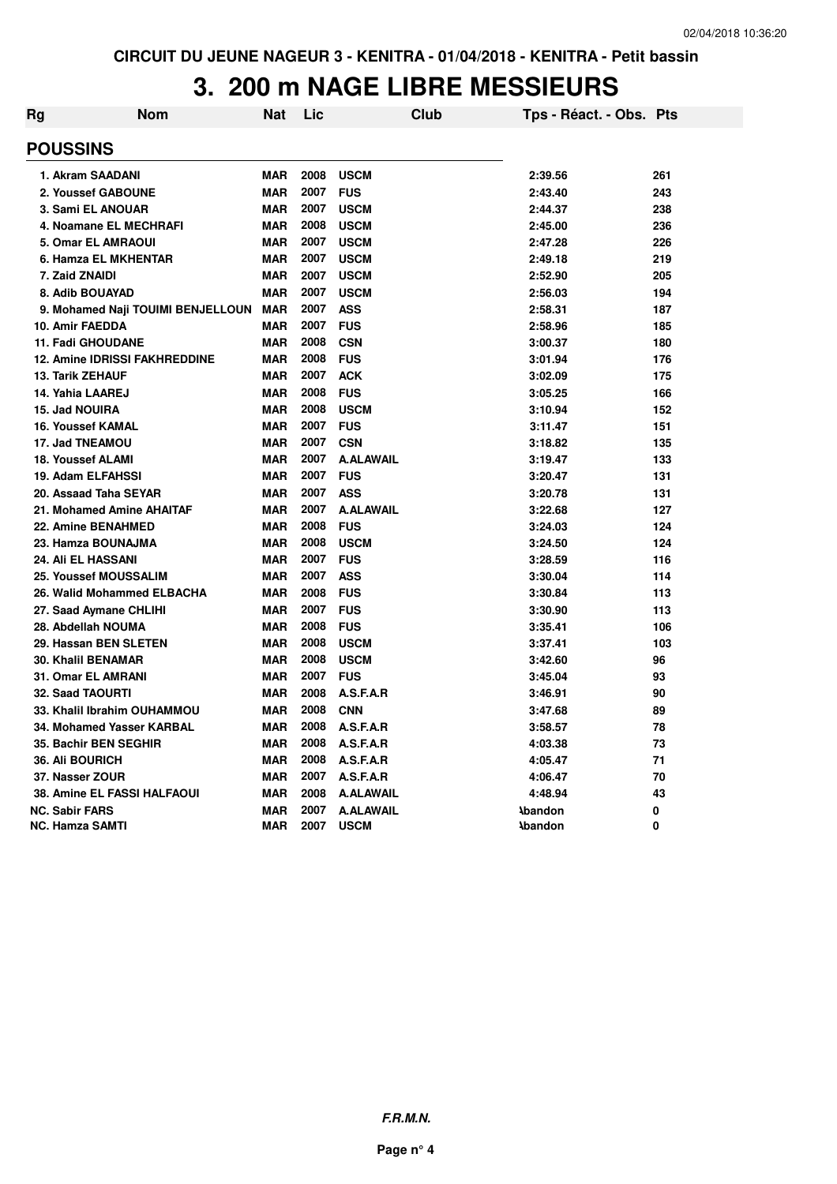CIRCUIT DU JEUNE NAGEUR 3 - KENITRA - 01/04/2018 - KENITRA - Petit bassin

# 3. 200 m NAGE LIBRE MESSIEURS

| Rg | Nom | Nat | Lic | Club | Tps - Réact. - Obs. | Pts |
|---|---|---|---|---|---|---|
| **POUSSINS** | | | | | | |
| 1. | Akram SAADANI | MAR | 2008 | USCM | 2:39.56 | 261 |
| 2. | Youssef GABOUNE | MAR | 2007 | FUS | 2:43.40 | 243 |
| 3. | Sami EL ANOUAR | MAR | 2007 | USCM | 2:44.37 | 238 |
| 4. | Noamane EL MECHRAFI | MAR | 2008 | USCM | 2:45.00 | 236 |
| 5. | Omar EL AMRAOUI | MAR | 2007 | USCM | 2:47.28 | 226 |
| 6. | Hamza EL MKHENTAR | MAR | 2007 | USCM | 2:49.18 | 219 |
| 7. | Zaid ZNAIDI | MAR | 2007 | USCM | 2:52.90 | 205 |
| 8. | Adib BOUAYAD | MAR | 2007 | USCM | 2:56.03 | 194 |
| 9. | Mohamed Naji TOUIMI BENJELLOUN | MAR | 2007 | ASS | 2:58.31 | 187 |
| 10. | Amir FAEDDA | MAR | 2007 | FUS | 2:58.96 | 185 |
| 11. | Fadi GHOUDANE | MAR | 2008 | CSN | 3:00.37 | 180 |
| 12. | Amine IDRISSI FAKHREDDINE | MAR | 2008 | FUS | 3:01.94 | 176 |
| 13. | Tarik ZEHAUF | MAR | 2007 | ACK | 3:02.09 | 175 |
| 14. | Yahia LAAREJ | MAR | 2008 | FUS | 3:05.25 | 166 |
| 15. | Jad NOUIRA | MAR | 2008 | USCM | 3:10.94 | 152 |
| 16. | Youssef KAMAL | MAR | 2007 | FUS | 3:11.47 | 151 |
| 17. | Jad TNEAMOU | MAR | 2007 | CSN | 3:18.82 | 135 |
| 18. | Youssef ALAMI | MAR | 2007 | A.ALAWAIL | 3:19.47 | 133 |
| 19. | Adam ELFAHSSI | MAR | 2007 | FUS | 3:20.47 | 131 |
| 20. | Assaad Taha SEYAR | MAR | 2007 | ASS | 3:20.78 | 131 |
| 21. | Mohamed Amine AHAITAF | MAR | 2007 | A.ALAWAIL | 3:22.68 | 127 |
| 22. | Amine BENAHMED | MAR | 2008 | FUS | 3:24.03 | 124 |
| 23. | Hamza BOUNAJMA | MAR | 2008 | USCM | 3:24.50 | 124 |
| 24. | Ali EL HASSANI | MAR | 2007 | FUS | 3:28.59 | 116 |
| 25. | Youssef MOUSSALIM | MAR | 2007 | ASS | 3:30.04 | 114 |
| 26. | Walid Mohammed ELBACHA | MAR | 2008 | FUS | 3:30.84 | 113 |
| 27. | Saad Aymane CHLIHI | MAR | 2007 | FUS | 3:30.90 | 113 |
| 28. | Abdellah NOUMA | MAR | 2008 | FUS | 3:35.41 | 106 |
| 29. | Hassan BEN SLETEN | MAR | 2008 | USCM | 3:37.41 | 103 |
| 30. | Khalil BENAMAR | MAR | 2008 | USCM | 3:42.60 | 96 |
| 31. | Omar EL AMRANI | MAR | 2007 | FUS | 3:45.04 | 93 |
| 32. | Saad TAOURTI | MAR | 2008 | A.S.F.A.R | 3:46.91 | 90 |
| 33. | Khalil Ibrahim OUHAMMOU | MAR | 2008 | CNN | 3:47.68 | 89 |
| 34. | Mohamed Yasser KARBAL | MAR | 2008 | A.S.F.A.R | 3:58.57 | 78 |
| 35. | Bachir BEN SEGHIR | MAR | 2008 | A.S.F.A.R | 4:03.38 | 73 |
| 36. | Ali BOURICH | MAR | 2008 | A.S.F.A.R | 4:05.47 | 71 |
| 37. | Nasser ZOUR | MAR | 2007 | A.S.F.A.R | 4:06.47 | 70 |
| 38. | Amine EL FASSI HALFAOUI | MAR | 2008 | A.ALAWAIL | 4:48.94 | 43 |
| NC. | Sabir FARS | MAR | 2007 | A.ALAWAIL | Abandon | 0 |
| NC. | Hamza SAMTI | MAR | 2007 | USCM | Abandon | 0 |

*F.R.M.N.*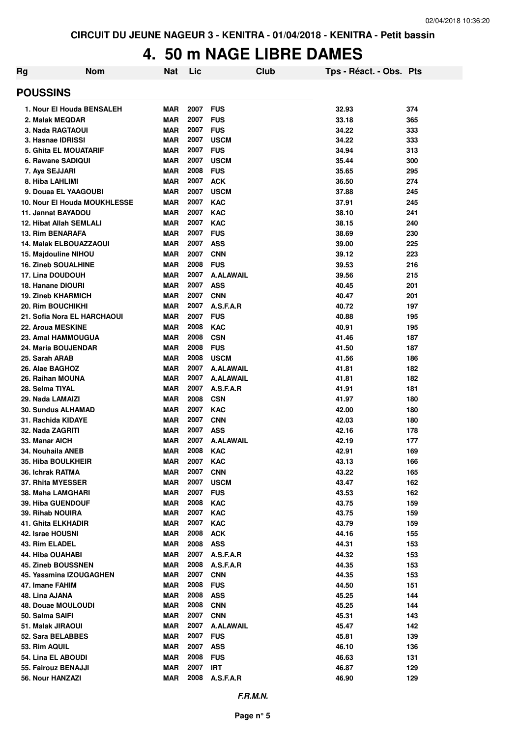CIRCUIT DU JEUNE NAGEUR 3 - KENITRA - 01/04/2018 - KENITRA - Petit bassin

# 4. 50 m NAGE LIBRE DAMES

| Rg | Nom | Nat | Lic | Club | Tps - Réact. - Obs. | Pts |
|---|---|---|---|---|---|---|
| **POUSSINS** | | | | | | |
| 1. | Nour El Houda BENSALEH | MAR | 2007 | FUS | 32.93 | 374 |
| 2. | Malak MEQDAR | MAR | 2007 | FUS | 33.18 | 365 |
| 3. | Nada RAGTAOUI | MAR | 2007 | FUS | 34.22 | 333 |
| 3. | Hasnae IDRISSI | MAR | 2007 | USCM | 34.22 | 333 |
| 5. | Ghita EL MOUATARIF | MAR | 2007 | FUS | 34.94 | 313 |
| 6. | Rawane SADIQUI | MAR | 2007 | USCM | 35.44 | 300 |
| 7. | Aya SEJJARI | MAR | 2008 | FUS | 35.65 | 295 |
| 8. | Hiba LAHLIMI | MAR | 2007 | ACK | 36.50 | 274 |
| 9. | Douaa EL YAAGOUBI | MAR | 2007 | USCM | 37.88 | 245 |
| 10. | Nour El Houda MOUKHLESSE | MAR | 2007 | KAC | 37.91 | 245 |
| 11. | Jannat BAYADOU | MAR | 2007 | KAC | 38.10 | 241 |
| 12. | Hibat Allah SEMLALI | MAR | 2007 | KAC | 38.15 | 240 |
| 13. | Rim BENARAFA | MAR | 2007 | FUS | 38.69 | 230 |
| 14. | Malak ELBOUAZZAOUI | MAR | 2007 | ASS | 39.00 | 225 |
| 15. | Majdouline NIHOU | MAR | 2007 | CNN | 39.12 | 223 |
| 16. | Zineb SOUALHINE | MAR | 2008 | FUS | 39.53 | 216 |
| 17. | Lina DOUDOUH | MAR | 2007 | A.ALAWAIL | 39.56 | 215 |
| 18. | Hanane DIOURI | MAR | 2007 | ASS | 40.45 | 201 |
| 19. | Zineb KHARMICH | MAR | 2007 | CNN | 40.47 | 201 |
| 20. | Rim BOUCHIKHI | MAR | 2007 | A.S.F.A.R | 40.72 | 197 |
| 21. | Sofia Nora EL HARCHAOUI | MAR | 2007 | FUS | 40.88 | 195 |
| 22. | Aroua MESKINE | MAR | 2008 | KAC | 40.91 | 195 |
| 23. | Amal HAMMOUGUA | MAR | 2008 | CSN | 41.46 | 187 |
| 24. | Maria BOUJENDAR | MAR | 2008 | FUS | 41.50 | 187 |
| 25. | Sarah ARAB | MAR | 2008 | USCM | 41.56 | 186 |
| 26. | Alae BAGHOZ | MAR | 2007 | A.ALAWAIL | 41.81 | 182 |
| 26. | Raihan MOUNA | MAR | 2007 | A.ALAWAIL | 41.81 | 182 |
| 28. | Selma TIYAL | MAR | 2007 | A.S.F.A.R | 41.91 | 181 |
| 29. | Nada LAMAIZI | MAR | 2008 | CSN | 41.97 | 180 |
| 30. | Sundus ALHAMAD | MAR | 2007 | KAC | 42.00 | 180 |
| 31. | Rachida KIDAYE | MAR | 2007 | CNN | 42.03 | 180 |
| 32. | Nada ZAGRITI | MAR | 2007 | ASS | 42.16 | 178 |
| 33. | Manar AICH | MAR | 2007 | A.ALAWAIL | 42.19 | 177 |
| 34. | Nouhaila ANEB | MAR | 2008 | KAC | 42.91 | 169 |
| 35. | Hiba BOULKHEIR | MAR | 2007 | KAC | 43.13 | 166 |
| 36. | Ichrak RATMA | MAR | 2007 | CNN | 43.22 | 165 |
| 37. | Rhita MYESSER | MAR | 2007 | USCM | 43.47 | 162 |
| 38. | Maha LAMGHARI | MAR | 2007 | FUS | 43.53 | 162 |
| 39. | Hiba GUENDOUF | MAR | 2008 | KAC | 43.75 | 159 |
| 39. | Rihab NOUIRA | MAR | 2007 | KAC | 43.75 | 159 |
| 41. | Ghita ELKHADIR | MAR | 2007 | KAC | 43.79 | 159 |
| 42. | Israe HOUSNI | MAR | 2008 | ACK | 44.16 | 155 |
| 43. | Rim ELADEL | MAR | 2008 | ASS | 44.31 | 153 |
| 44. | Hiba OUAHABI | MAR | 2007 | A.S.F.A.R | 44.32 | 153 |
| 45. | Zineb BOUSSNEN | MAR | 2008 | A.S.F.A.R | 44.35 | 153 |
| 45. | Yassmina IZOUGAGHEN | MAR | 2007 | CNN | 44.35 | 153 |
| 47. | Imane FAHIM | MAR | 2008 | FUS | 44.50 | 151 |
| 48. | Lina AJANA | MAR | 2008 | ASS | 45.25 | 144 |
| 48. | Douae MOULOUDI | MAR | 2008 | CNN | 45.25 | 144 |
| 50. | Salma SAIFI | MAR | 2007 | CNN | 45.31 | 143 |
| 51. | Malak JIRAOUI | MAR | 2007 | A.ALAWAIL | 45.47 | 142 |
| 52. | Sara BELABBES | MAR | 2007 | FUS | 45.81 | 139 |
| 53. | Rim AQUIL | MAR | 2007 | ASS | 46.10 | 136 |
| 54. | Lina EL ABOUDI | MAR | 2008 | FUS | 46.63 | 131 |
| 55. | Fairouz BENAJJI | MAR | 2007 | IRT | 46.87 | 129 |
| 56. | Nour HANZAZI | MAR | 2008 | A.S.F.A.R | 46.90 | 129 |

*F.R.M.N.*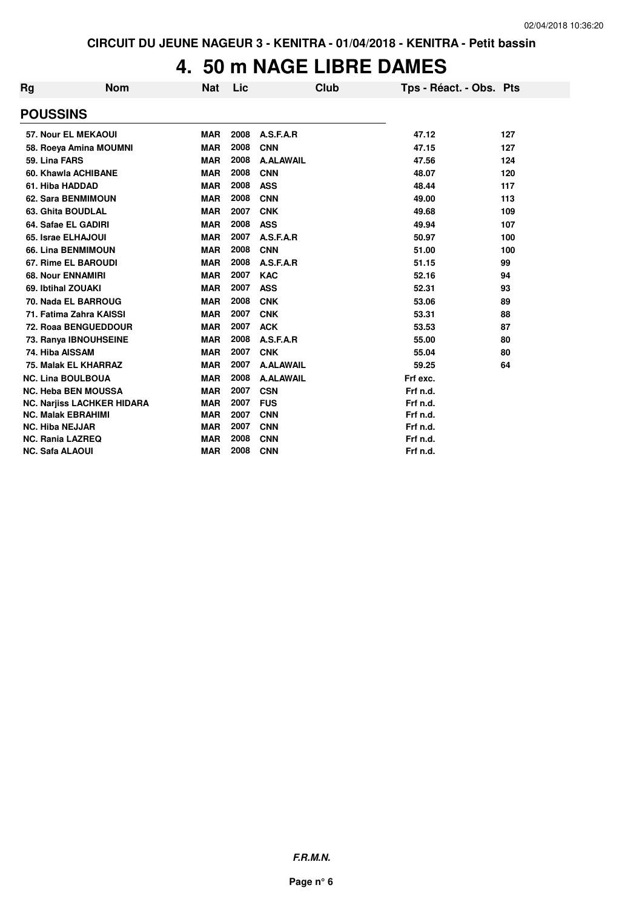CIRCUIT DU JEUNE NAGEUR 3 - KENITRA - 01/04/2018 - KENITRA - Petit bassin

# 4. 50 m NAGE LIBRE DAMES

| Rg | Nom | Nat | Lic | Club | Tps - Réact. - Obs. | Pts |
|---|---|---|---|---|---|---|
| **POUSSINS** | | | | | | |
| 57. | Nour EL MEKAOUI | MAR | 2008 | A.S.F.A.R | 47.12 | 127 |
| 58. | Roeya Amina MOUMNI | MAR | 2008 | CNN | 47.15 | 127 |
| 59. | Lina FARS | MAR | 2008 | A.ALAWAIL | 47.56 | 124 |
| 60. | Khawla ACHIBANE | MAR | 2008 | CNN | 48.07 | 120 |
| 61. | Hiba HADDAD | MAR | 2008 | ASS | 48.44 | 117 |
| 62. | Sara BENMIMOUN | MAR | 2008 | CNN | 49.00 | 113 |
| 63. | Ghita BOUDLAL | MAR | 2007 | CNK | 49.68 | 109 |
| 64. | Safae EL GADIRI | MAR | 2008 | ASS | 49.94 | 107 |
| 65. | Israe ELHAJOUI | MAR | 2007 | A.S.F.A.R | 50.97 | 100 |
| 66. | Lina BENMIMOUN | MAR | 2008 | CNN | 51.00 | 100 |
| 67. | Rime EL BAROUDI | MAR | 2008 | A.S.F.A.R | 51.15 | 99 |
| 68. | Nour ENNAMIRI | MAR | 2007 | KAC | 52.16 | 94 |
| 69. | Ibtihal ZOUAKI | MAR | 2007 | ASS | 52.31 | 93 |
| 70. | Nada EL BARROUG | MAR | 2008 | CNK | 53.06 | 89 |
| 71. | Fatima Zahra KAISSI | MAR | 2007 | CNK | 53.31 | 88 |
| 72. | Roaa BENGUEDDOUR | MAR | 2007 | ACK | 53.53 | 87 |
| 73. | Ranya IBNOUHSEINE | MAR | 2008 | A.S.F.A.R | 55.00 | 80 |
| 74. | Hiba AISSAM | MAR | 2007 | CNK | 55.04 | 80 |
| 75. | Malak EL KHARRAZ | MAR | 2007 | A.ALAWAIL | 59.25 | 64 |
| NC. | Lina BOULBOUA | MAR | 2008 | A.ALAWAIL | Frf exc. | |
| NC. | Heba BEN MOUSSA | MAR | 2007 | CSN | Frf n.d. | |
| NC. | Narjiss LACHKER HIDARA | MAR | 2007 | FUS | Frf n.d. | |
| NC. | Malak EBRAHIMI | MAR | 2007 | CNN | Frf n.d. | |
| NC. | Hiba NEJJAR | MAR | 2007 | CNN | Frf n.d. | |
| NC. | Rania LAZREQ | MAR | 2008 | CNN | Frf n.d. | |
| NC. | Safa ALAOUI | MAR | 2008 | CNN | Frf n.d. | |

***F.R.M.N.***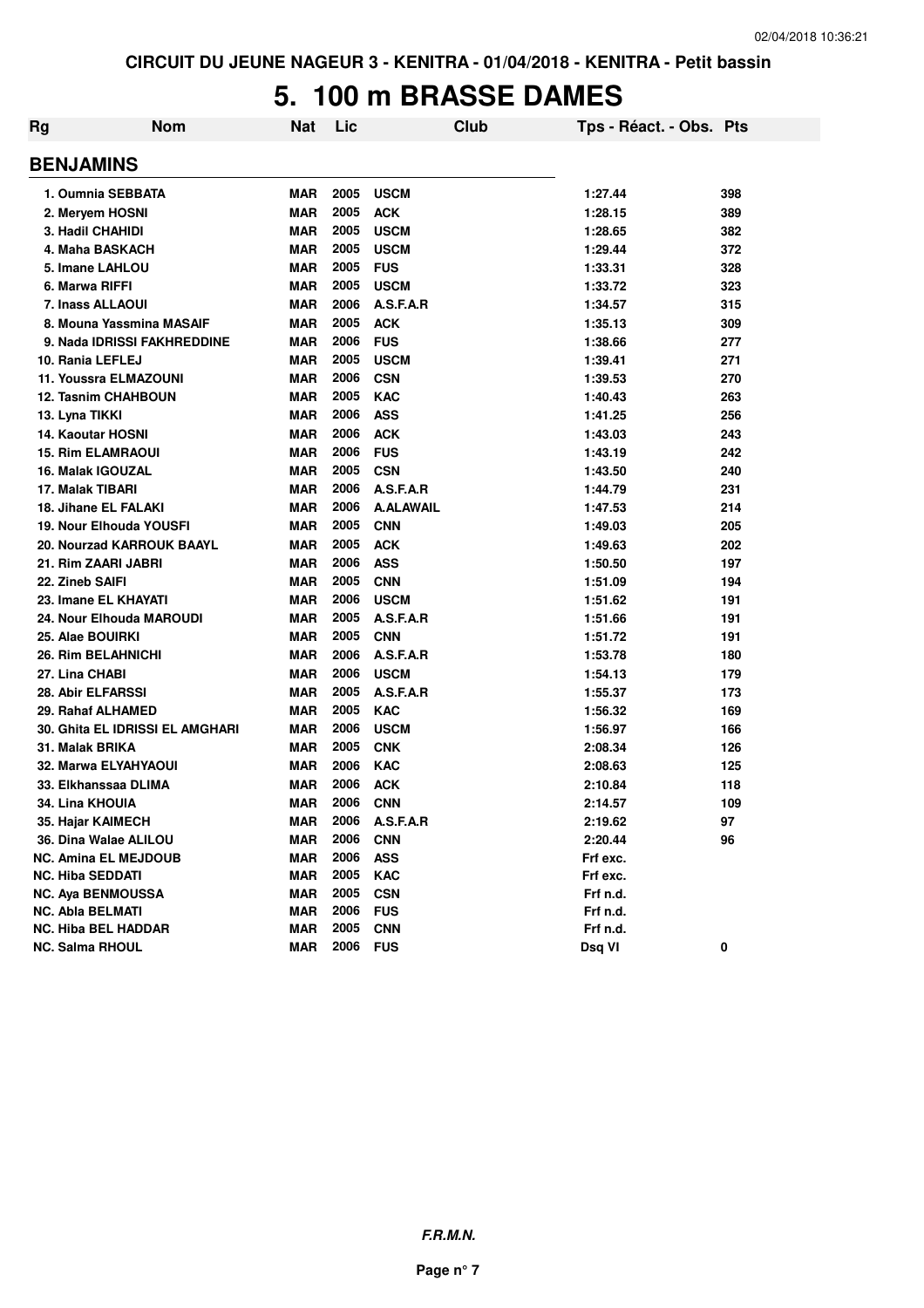CIRCUIT DU JEUNE NAGEUR 3 - KENITRA - 01/04/2018 - KENITRA - Petit bassin

# 5. 100 m BRASSE DAMES

| Rg | Nom | Nat | Lic | Club | Tps - Réact. - Obs. | Pts |
|---|---|---|---|---|---|---|

## BENJAMINS

| Rg | Nom | Nat | Lic | Club | Tps - Réact. - Obs. | Pts |
|---|---|---|---|---|---|---|
| 1. | Oumnia SEBBATA | MAR | 2005 | USCM | 1:27.44 | 398 |
| 2. | Meryem HOSNI | MAR | 2005 | ACK | 1:28.15 | 389 |
| 3. | Hadil CHAHIDI | MAR | 2005 | USCM | 1:28.65 | 382 |
| 4. | Maha BASKACH | MAR | 2005 | USCM | 1:29.44 | 372 |
| 5. | Imane LAHLOU | MAR | 2005 | FUS | 1:33.31 | 328 |
| 6. | Marwa RIFFI | MAR | 2005 | USCM | 1:33.72 | 323 |
| 7. | Inass ALLAOUI | MAR | 2006 | A.S.F.A.R | 1:34.57 | 315 |
| 8. | Mouna Yassmina MASAIF | MAR | 2005 | ACK | 1:35.13 | 309 |
| 9. | Nada IDRISSI FAKHREDDINE | MAR | 2006 | FUS | 1:38.66 | 277 |
| 10. | Rania LEFLEJ | MAR | 2005 | USCM | 1:39.41 | 271 |
| 11. | Youssra ELMAZOUNI | MAR | 2006 | CSN | 1:39.53 | 270 |
| 12. | Tasnim CHAHBOUN | MAR | 2005 | KAC | 1:40.43 | 263 |
| 13. | Lyna TIKKI | MAR | 2006 | ASS | 1:41.25 | 256 |
| 14. | Kaoutar HOSNI | MAR | 2006 | ACK | 1:43.03 | 243 |
| 15. | Rim ELAMRAOUI | MAR | 2006 | FUS | 1:43.19 | 242 |
| 16. | Malak IGOUZAL | MAR | 2005 | CSN | 1:43.50 | 240 |
| 17. | Malak TIBARI | MAR | 2006 | A.S.F.A.R | 1:44.79 | 231 |
| 18. | Jihane EL FALAKI | MAR | 2006 | A.ALAWAIL | 1:47.53 | 214 |
| 19. | Nour Elhouda YOUSFI | MAR | 2005 | CNN | 1:49.03 | 205 |
| 20. | Nourzad KARROUK BAAYL | MAR | 2005 | ACK | 1:49.63 | 202 |
| 21. | Rim ZAARI JABRI | MAR | 2006 | ASS | 1:50.50 | 197 |
| 22. | Zineb SAIFI | MAR | 2005 | CNN | 1:51.09 | 194 |
| 23. | Imane EL KHAYATI | MAR | 2006 | USCM | 1:51.62 | 191 |
| 24. | Nour Elhouda MAROUDI | MAR | 2005 | A.S.F.A.R | 1:51.66 | 191 |
| 25. | Alae BOUIRKI | MAR | 2005 | CNN | 1:51.72 | 191 |
| 26. | Rim BELAHNICHI | MAR | 2006 | A.S.F.A.R | 1:53.78 | 180 |
| 27. | Lina CHABI | MAR | 2006 | USCM | 1:54.13 | 179 |
| 28. | Abir ELFARSSI | MAR | 2005 | A.S.F.A.R | 1:55.37 | 173 |
| 29. | Rahaf ALHAMED | MAR | 2005 | KAC | 1:56.32 | 169 |
| 30. | Ghita EL IDRISSI EL AMGHARI | MAR | 2006 | USCM | 1:56.97 | 166 |
| 31. | Malak BRIKA | MAR | 2005 | CNK | 2:08.34 | 126 |
| 32. | Marwa ELYAHYAOUI | MAR | 2006 | KAC | 2:08.63 | 125 |
| 33. | Elkhanssaa DLIMA | MAR | 2006 | ACK | 2:10.84 | 118 |
| 34. | Lina KHOUIA | MAR | 2006 | CNN | 2:14.57 | 109 |
| 35. | Hajar KAIMECH | MAR | 2006 | A.S.F.A.R | 2:19.62 | 97 |
| 36. | Dina Walae ALILOU | MAR | 2006 | CNN | 2:20.44 | 96 |
| NC. | Amina EL MEJDOUB | MAR | 2006 | ASS | Frf exc. | |
| NC. | Hiba SEDDATI | MAR | 2005 | KAC | Frf exc. | |
| NC. | Aya BENMOUSSA | MAR | 2005 | CSN | Frf n.d. | |
| NC. | Abla BELMATI | MAR | 2006 | FUS | Frf n.d. | |
| NC. | Hiba BEL HADDAR | MAR | 2005 | CNN | Frf n.d. | |
| NC. | Salma RHOUL | MAR | 2006 | FUS | Dsq VI | 0 |

*F.R.M.N.*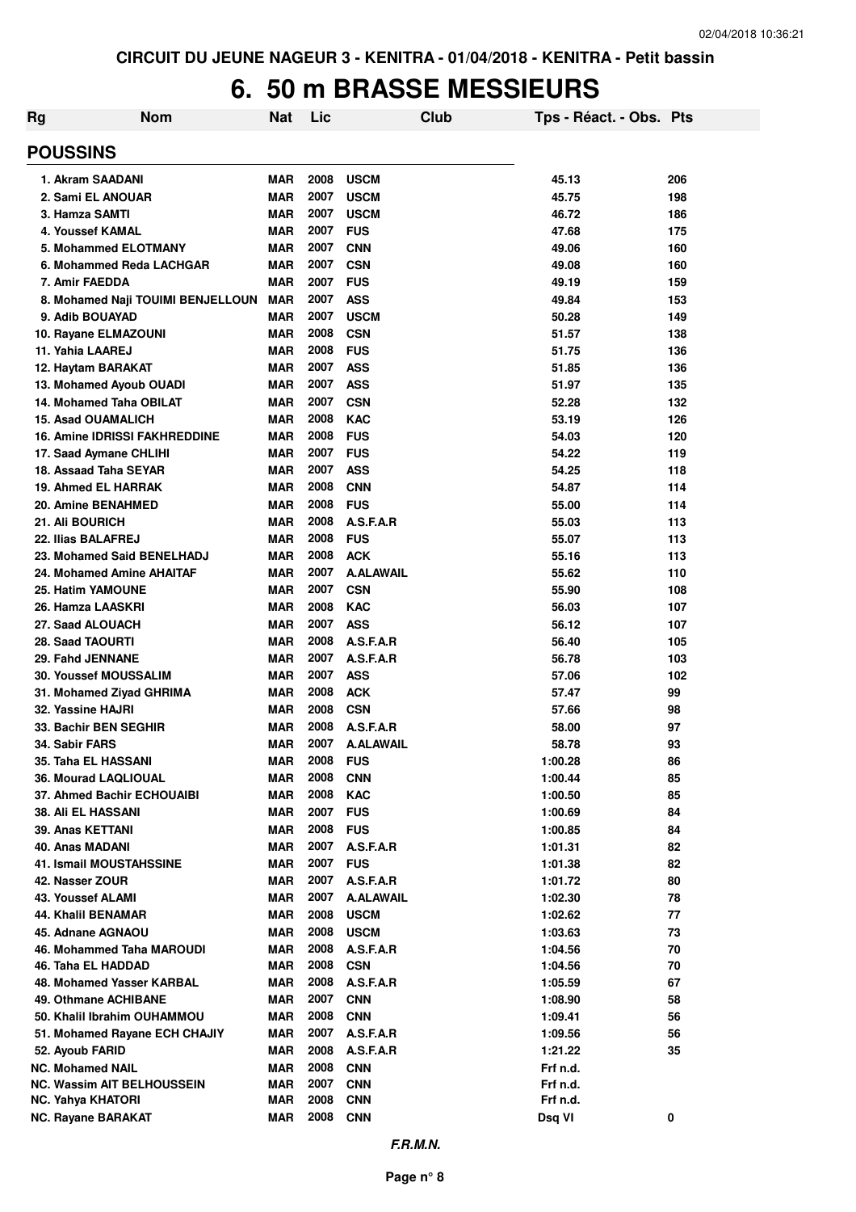CIRCUIT DU JEUNE NAGEUR 3 - KENITRA - 01/04/2018 - KENITRA - Petit bassin

# 6. 50 m BRASSE MESSIEURS

| Rg | Nom | Nat | Lic | Club | Tps - Réact. - Obs. | Pts |
|---|---|---|---|---|---|---|
| **POUSSINS** | | | | | | |
| 1. | Akram SAADANI | MAR | 2008 | USCM | 45.13 | 206 |
| 2. | Sami EL ANOUAR | MAR | 2007 | USCM | 45.75 | 198 |
| 3. | Hamza SAMTI | MAR | 2007 | USCM | 46.72 | 186 |
| 4. | Youssef KAMAL | MAR | 2007 | FUS | 47.68 | 175 |
| 5. | Mohammed ELOTMANY | MAR | 2007 | CNN | 49.06 | 160 |
| 6. | Mohammed Reda LACHGAR | MAR | 2007 | CSN | 49.08 | 160 |
| 7. | Amir FAEDDA | MAR | 2007 | FUS | 49.19 | 159 |
| 8. | Mohamed Naji TOUIMI BENJELLOUN | MAR | 2007 | ASS | 49.84 | 153 |
| 9. | Adib BOUAYAD | MAR | 2007 | USCM | 50.28 | 149 |
| 10. | Rayane ELMAZOUNI | MAR | 2008 | CSN | 51.57 | 138 |
| 11. | Yahia LAAREJ | MAR | 2008 | FUS | 51.75 | 136 |
| 12. | Haytam BARAKAT | MAR | 2007 | ASS | 51.85 | 136 |
| 13. | Mohamed Ayoub OUADI | MAR | 2007 | ASS | 51.97 | 135 |
| 14. | Mohamed Taha OBILAT | MAR | 2007 | CSN | 52.28 | 132 |
| 15. | Asad OUAMALICH | MAR | 2008 | KAC | 53.19 | 126 |
| 16. | Amine IDRISSI FAKHREDDINE | MAR | 2008 | FUS | 54.03 | 120 |
| 17. | Saad Aymane CHLIHI | MAR | 2007 | FUS | 54.22 | 119 |
| 18. | Assaad Taha SEYAR | MAR | 2007 | ASS | 54.25 | 118 |
| 19. | Ahmed EL HARRAK | MAR | 2008 | CNN | 54.87 | 114 |
| 20. | Amine BENAHMED | MAR | 2008 | FUS | 55.00 | 114 |
| 21. | Ali BOURICH | MAR | 2008 | A.S.F.A.R | 55.03 | 113 |
| 22. | Ilias BALAFREJ | MAR | 2008 | FUS | 55.07 | 113 |
| 23. | Mohamed Said BENELHADJ | MAR | 2008 | ACK | 55.16 | 113 |
| 24. | Mohamed Amine AHAITAF | MAR | 2007 | A.ALAWAIL | 55.62 | 110 |
| 25. | Hatim YAMOUNE | MAR | 2007 | CSN | 55.90 | 108 |
| 26. | Hamza LAASKRI | MAR | 2008 | KAC | 56.03 | 107 |
| 27. | Saad ALOUACH | MAR | 2007 | ASS | 56.12 | 107 |
| 28. | Saad TAOURTI | MAR | 2008 | A.S.F.A.R | 56.40 | 105 |
| 29. | Fahd JENNANE | MAR | 2007 | A.S.F.A.R | 56.78 | 103 |
| 30. | Youssef MOUSSALIM | MAR | 2007 | ASS | 57.06 | 102 |
| 31. | Mohamed Ziyad GHRIMA | MAR | 2008 | ACK | 57.47 | 99 |
| 32. | Yassine HAJRI | MAR | 2008 | CSN | 57.66 | 98 |
| 33. | Bachir BEN SEGHIR | MAR | 2008 | A.S.F.A.R | 58.00 | 97 |
| 34. | Sabir FARS | MAR | 2007 | A.ALAWAIL | 58.78 | 93 |
| 35. | Taha EL HASSANI | MAR | 2008 | FUS | 1:00.28 | 86 |
| 36. | Mourad LAQLIOUAL | MAR | 2008 | CNN | 1:00.44 | 85 |
| 37. | Ahmed Bachir ECHOUAIBI | MAR | 2008 | KAC | 1:00.50 | 85 |
| 38. | Ali EL HASSANI | MAR | 2007 | FUS | 1:00.69 | 84 |
| 39. | Anas KETTANI | MAR | 2008 | FUS | 1:00.85 | 84 |
| 40. | Anas MADANI | MAR | 2007 | A.S.F.A.R | 1:01.31 | 82 |
| 41. | Ismail MOUSTAHSSINE | MAR | 2007 | FUS | 1:01.38 | 82 |
| 42. | Nasser ZOUR | MAR | 2007 | A.S.F.A.R | 1:01.72 | 80 |
| 43. | Youssef ALAMI | MAR | 2007 | A.ALAWAIL | 1:02.30 | 78 |
| 44. | Khalil BENAMAR | MAR | 2008 | USCM | 1:02.62 | 77 |
| 45. | Adnane AGNAOU | MAR | 2008 | USCM | 1:03.63 | 73 |
| 46. | Mohammed Taha MAROUDI | MAR | 2008 | A.S.F.A.R | 1:04.56 | 70 |
| 46. | Taha EL HADDAD | MAR | 2008 | CSN | 1:04.56 | 70 |
| 48. | Mohamed Yasser KARBAL | MAR | 2008 | A.S.F.A.R | 1:05.59 | 67 |
| 49. | Othmane ACHIBANE | MAR | 2007 | CNN | 1:08.90 | 58 |
| 50. | Khalil Ibrahim OUHAMMOU | MAR | 2008 | CNN | 1:09.41 | 56 |
| 51. | Mohamed Rayane ECH CHAJIY | MAR | 2007 | A.S.F.A.R | 1:09.56 | 56 |
| 52. | Ayoub FARID | MAR | 2008 | A.S.F.A.R | 1:21.22 | 35 |
| NC. | Mohamed NAIL | MAR | 2008 | CNN | Frf n.d. | |
| NC. | Wassim AIT BELHOUSSEIN | MAR | 2007 | CNN | Frf n.d. | |
| NC. | Yahya KHATORI | MAR | 2008 | CNN | Frf n.d. | |
| NC. | Rayane BARAKAT | MAR | 2008 | CNN | Dsq VI | 0 |

*F.R.M.N.*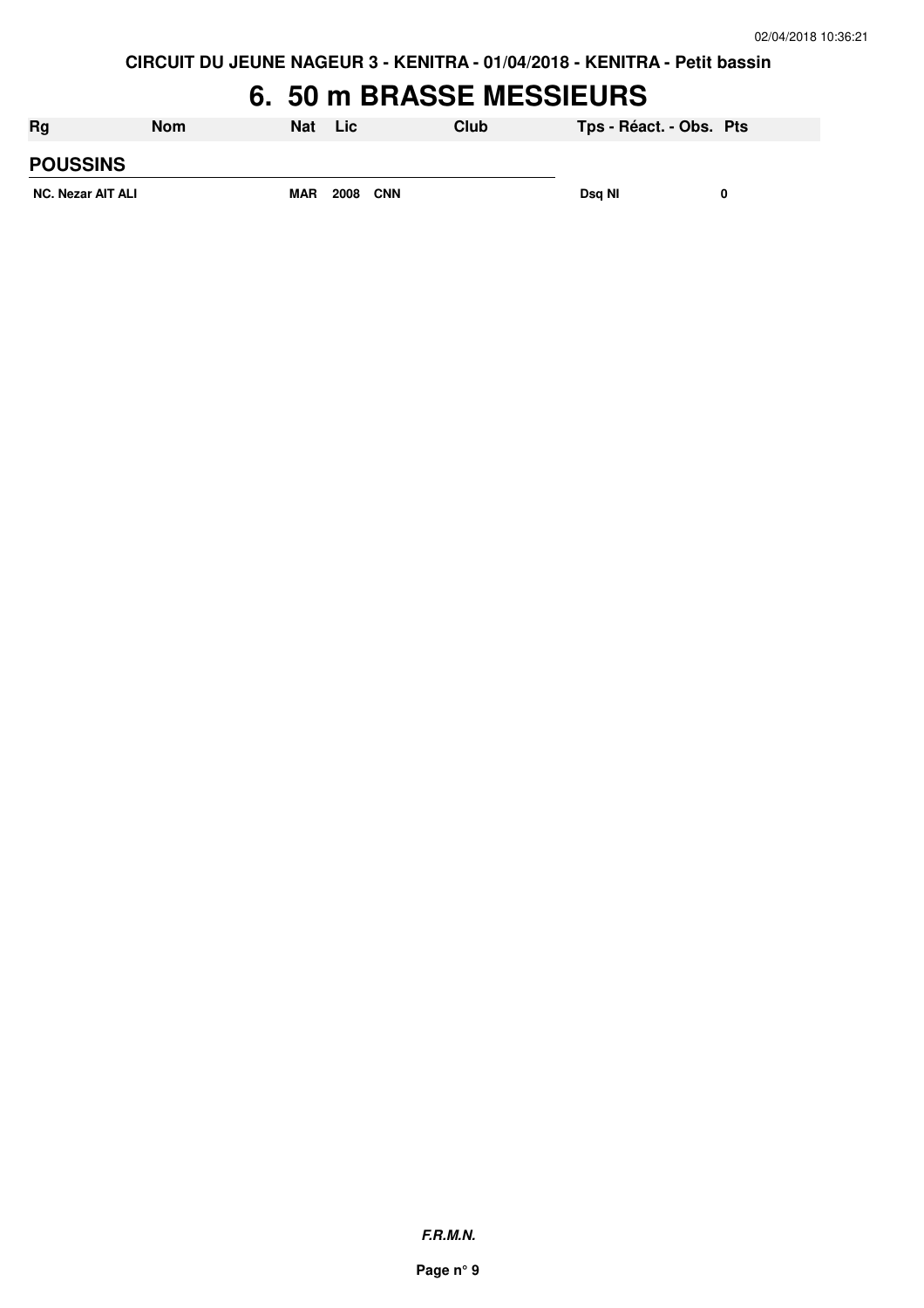CIRCUIT DU JEUNE NAGEUR 3 - KENITRA - 01/04/2018 - KENITRA - Petit bassin

# 6. 50 m BRASSE MESSIEURS

| Rg | Nom | Nat | Lic | Club | Tps - Réact. - Obs. | Pts |
|---|---|---|---|---|---|---|
| **POUSSINS** | | | | | | |
| NC. Nezar AIT ALI | | MAR | 2008 | CNN | Dsq NI | 0 |

*F.R.M.N.*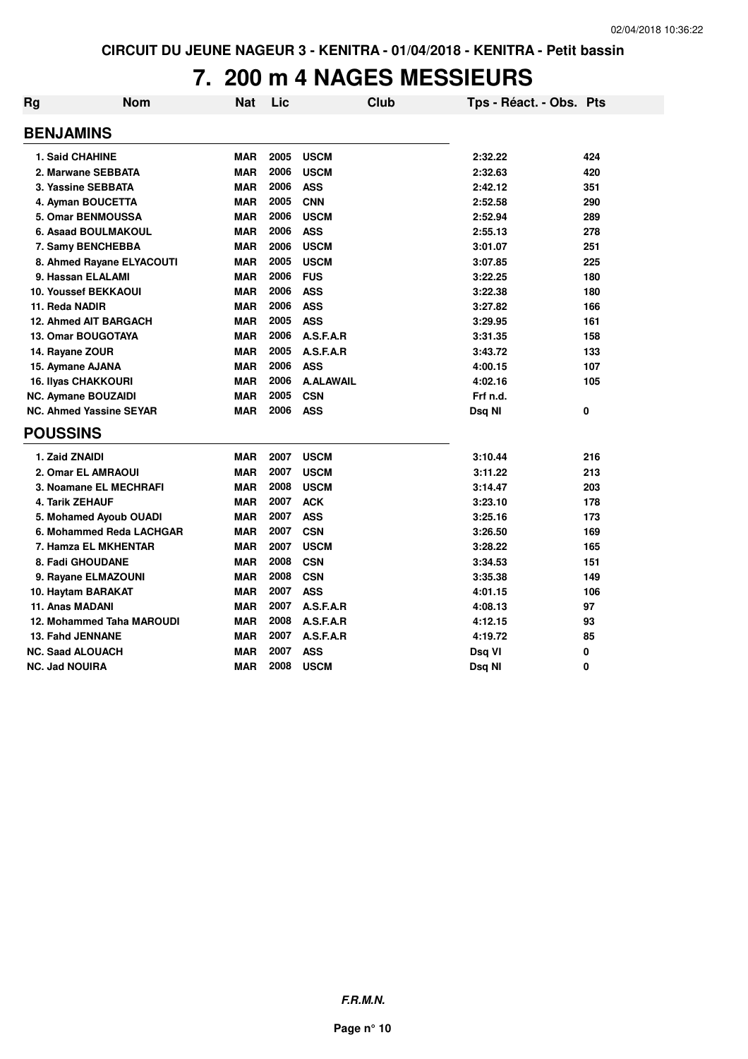CIRCUIT DU JEUNE NAGEUR 3 - KENITRA - 01/04/2018 - KENITRA - Petit bassin

# 7. 200 m 4 NAGES MESSIEURS

| Rg | Nom | Nat | Lic | Club | Tps - Réact. - Obs. | Pts |
|---|---|---|---|---|---|---|
| **BENJAMINS** | | | | | | |
| 1. | Said CHAHINE | MAR | 2005 | USCM | 2:32.22 | 424 |
| 2. | Marwane SEBBATA | MAR | 2006 | USCM | 2:32.63 | 420 |
| 3. | Yassine SEBBATA | MAR | 2006 | ASS | 2:42.12 | 351 |
| 4. | Ayman BOUCETTA | MAR | 2005 | CNN | 2:52.58 | 290 |
| 5. | Omar BENMOUSSA | MAR | 2006 | USCM | 2:52.94 | 289 |
| 6. | Asaad BOULMAKOUL | MAR | 2006 | ASS | 2:55.13 | 278 |
| 7. | Samy BENCHEBBA | MAR | 2006 | USCM | 3:01.07 | 251 |
| 8. | Ahmed Rayane ELYACOUTI | MAR | 2005 | USCM | 3:07.85 | 225 |
| 9. | Hassan ELALAMI | MAR | 2006 | FUS | 3:22.25 | 180 |
| 10. | Youssef BEKKAOUI | MAR | 2006 | ASS | 3:22.38 | 180 |
| 11. | Reda NADIR | MAR | 2006 | ASS | 3:27.82 | 166 |
| 12. | Ahmed AIT BARGACH | MAR | 2005 | ASS | 3:29.95 | 161 |
| 13. | Omar BOUGOTAYA | MAR | 2006 | A.S.F.A.R | 3:31.35 | 158 |
| 14. | Rayane ZOUR | MAR | 2005 | A.S.F.A.R | 3:43.72 | 133 |
| 15. | Aymane AJANA | MAR | 2006 | ASS | 4:00.15 | 107 |
| 16. | Ilyas CHAKKOURI | MAR | 2006 | A.ALAWAIL | 4:02.16 | 105 |
| NC. | Aymane BOUZAIDI | MAR | 2005 | CSN | Frf n.d. | |
| NC. | Ahmed Yassine SEYAR | MAR | 2006 | ASS | Dsq NI | 0 |
| **POUSSINS** | | | | | | |
| 1. | Zaid ZNAIDI | MAR | 2007 | USCM | 3:10.44 | 216 |
| 2. | Omar EL AMRAOUI | MAR | 2007 | USCM | 3:11.22 | 213 |
| 3. | Noamane EL MECHRAFI | MAR | 2008 | USCM | 3:14.47 | 203 |
| 4. | Tarik ZEHAUF | MAR | 2007 | ACK | 3:23.10 | 178 |
| 5. | Mohamed Ayoub OUADI | MAR | 2007 | ASS | 3:25.16 | 173 |
| 6. | Mohammed Reda LACHGAR | MAR | 2007 | CSN | 3:26.50 | 169 |
| 7. | Hamza EL MKHENTAR | MAR | 2007 | USCM | 3:28.22 | 165 |
| 8. | Fadi GHOUDANE | MAR | 2008 | CSN | 3:34.53 | 151 |
| 9. | Rayane ELMAZOUNI | MAR | 2008 | CSN | 3:35.38 | 149 |
| 10. | Haytam BARAKAT | MAR | 2007 | ASS | 4:01.15 | 106 |
| 11. | Anas MADANI | MAR | 2007 | A.S.F.A.R | 4:08.13 | 97 |
| 12. | Mohammed Taha MAROUDI | MAR | 2008 | A.S.F.A.R | 4:12.15 | 93 |
| 13. | Fahd JENNANE | MAR | 2007 | A.S.F.A.R | 4:19.72 | 85 |
| NC. | Saad ALOUACH | MAR | 2007 | ASS | Dsq VI | 0 |
| NC. | Jad NOUIRA | MAR | 2008 | USCM | Dsq NI | 0 |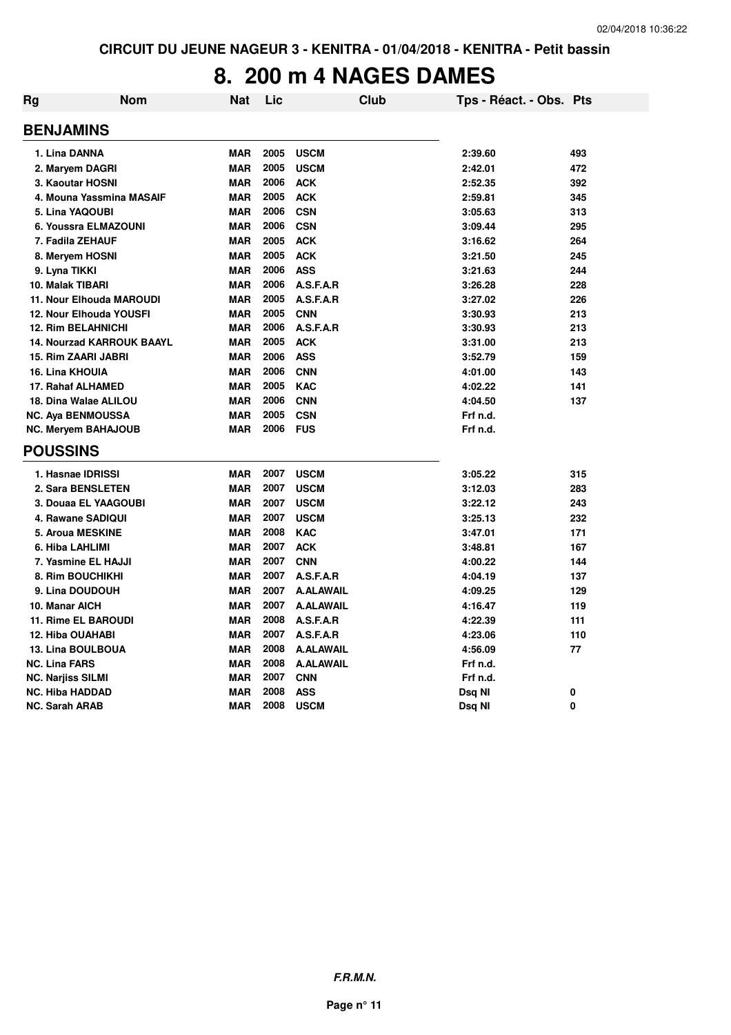CIRCUIT DU JEUNE NAGEUR 3 - KENITRA - 01/04/2018 - KENITRA - Petit bassin

# 8. 200 m 4 NAGES DAMES

| Rg | Nom | Nat | Lic | Club | Tps - Réact. - Obs. | Pts |
|---|---|---|---|---|---|---|
| **BENJAMINS** | | | | | | |
| 1. Lina DANNA | | MAR | 2005 | USCM | 2:39.60 | 493 |
| 2. Maryem DAGRI | | MAR | 2005 | USCM | 2:42.01 | 472 |
| 3. Kaoutar HOSNI | | MAR | 2006 | ACK | 2:52.35 | 392 |
| 4. Mouna Yassmina MASAIF | | MAR | 2005 | ACK | 2:59.81 | 345 |
| 5. Lina YAQOUBI | | MAR | 2006 | CSN | 3:05.63 | 313 |
| 6. Youssra ELMAZOUNI | | MAR | 2006 | CSN | 3:09.44 | 295 |
| 7. Fadila ZEHAUF | | MAR | 2005 | ACK | 3:16.62 | 264 |
| 8. Meryem HOSNI | | MAR | 2005 | ACK | 3:21.50 | 245 |
| 9. Lyna TIKKI | | MAR | 2006 | ASS | 3:21.63 | 244 |
| 10. Malak TIBARI | | MAR | 2006 | A.S.F.A.R | 3:26.28 | 228 |
| 11. Nour Elhouda MAROUDI | | MAR | 2005 | A.S.F.A.R | 3:27.02 | 226 |
| 12. Nour Elhouda YOUSFI | | MAR | 2005 | CNN | 3:30.93 | 213 |
| 12. Rim BELAHNICHI | | MAR | 2006 | A.S.F.A.R | 3:30.93 | 213 |
| 14. Nourzad KARROUK BAAYL | | MAR | 2005 | ACK | 3:31.00 | 213 |
| 15. Rim ZAARI JABRI | | MAR | 2006 | ASS | 3:52.79 | 159 |
| 16. Lina KHOUIA | | MAR | 2006 | CNN | 4:01.00 | 143 |
| 17. Rahaf ALHAMED | | MAR | 2005 | KAC | 4:02.22 | 141 |
| 18. Dina Walae ALILOU | | MAR | 2006 | CNN | 4:04.50 | 137 |
| NC. Aya BENMOUSSA | | MAR | 2005 | CSN | Frf n.d. | |
| NC. Meryem BAHAJOUB | | MAR | 2006 | FUS | Frf n.d. | |
| **POUSSINS** | | | | | | |
| 1. Hasnae IDRISSI | | MAR | 2007 | USCM | 3:05.22 | 315 |
| 2. Sara BENSLETEN | | MAR | 2007 | USCM | 3:12.03 | 283 |
| 3. Douaa EL YAAGOUBI | | MAR | 2007 | USCM | 3:22.12 | 243 |
| 4. Rawane SADIQUI | | MAR | 2007 | USCM | 3:25.13 | 232 |
| 5. Aroua MESKINE | | MAR | 2008 | KAC | 3:47.01 | 171 |
| 6. Hiba LAHLIMI | | MAR | 2007 | ACK | 3:48.81 | 167 |
| 7. Yasmine EL HAJJI | | MAR | 2007 | CNN | 4:00.22 | 144 |
| 8. Rim BOUCHIKHI | | MAR | 2007 | A.S.F.A.R | 4:04.19 | 137 |
| 9. Lina DOUDOUH | | MAR | 2007 | A.ALAWAIL | 4:09.25 | 129 |
| 10. Manar AICH | | MAR | 2007 | A.ALAWAIL | 4:16.47 | 119 |
| 11. Rime EL BAROUDI | | MAR | 2008 | A.S.F.A.R | 4:22.39 | 111 |
| 12. Hiba OUAHABI | | MAR | 2007 | A.S.F.A.R | 4:23.06 | 110 |
| 13. Lina BOULBOUA | | MAR | 2008 | A.ALAWAIL | 4:56.09 | 77 |
| NC. Lina FARS | | MAR | 2008 | A.ALAWAIL | Frf n.d. | |
| NC. Narjiss SILMI | | MAR | 2007 | CNN | Frf n.d. | |
| NC. Hiba HADDAD | | MAR | 2008 | ASS | Dsq NI | 0 |
| NC. Sarah ARAB | | MAR | 2008 | USCM | Dsq NI | 0 |

**F.R.M.N.**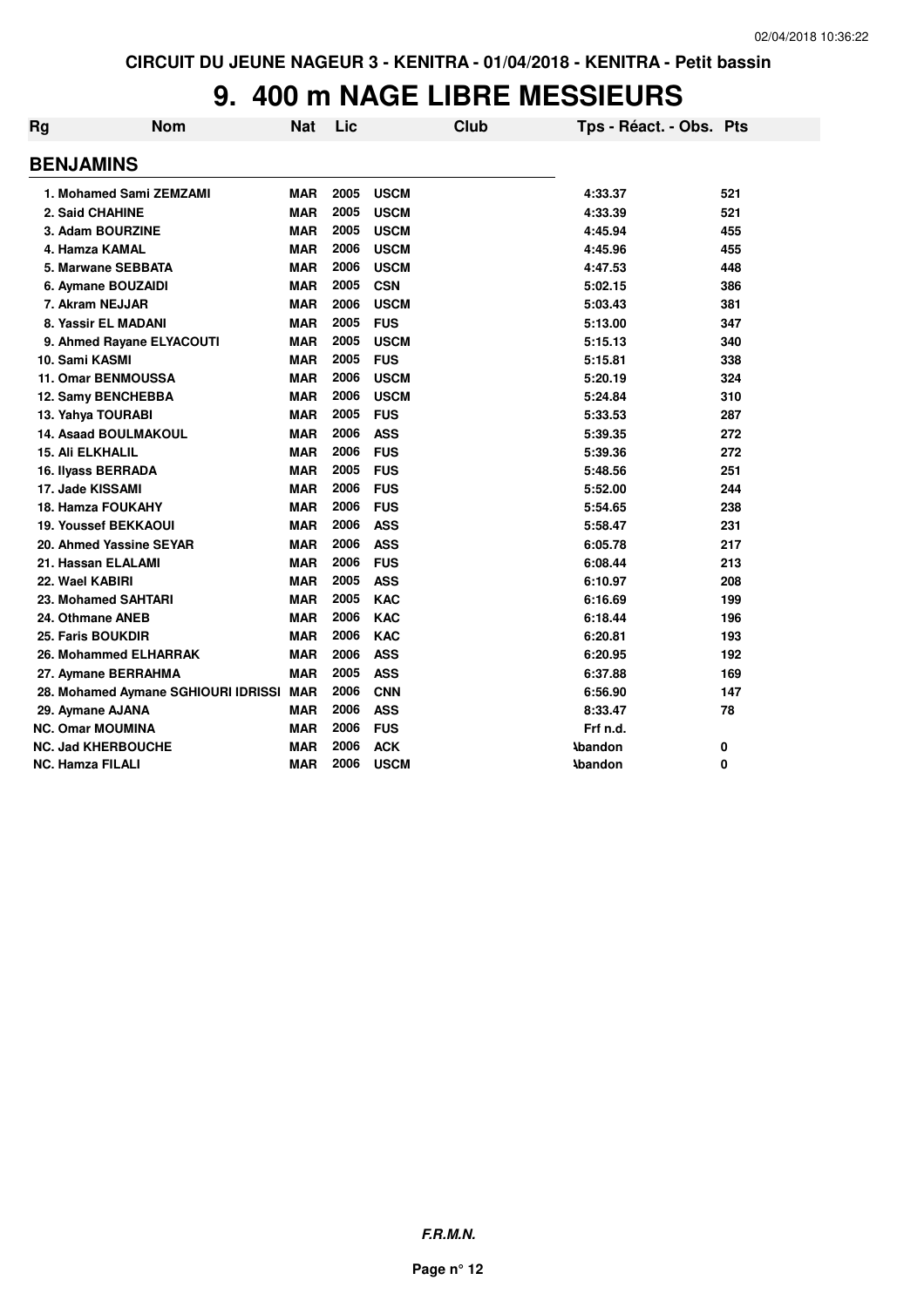CIRCUIT DU JEUNE NAGEUR 3 - KENITRA - 01/04/2018 - KENITRA - Petit bassin

# 9. 400 m NAGE LIBRE MESSIEURS

| Rg | Nom | Nat | Lic | Club | Tps - Réact. - Obs. | Pts |
|---|---|---|---|---|---|---|
| **BENJAMINS** | | | | | | |
| 1. | Mohamed Sami ZEMZAMI | MAR | 2005 | USCM | 4:33.37 | 521 |
| 2. | Said CHAHINE | MAR | 2005 | USCM | 4:33.39 | 521 |
| 3. | Adam BOURZINE | MAR | 2005 | USCM | 4:45.94 | 455 |
| 4. | Hamza KAMAL | MAR | 2006 | USCM | 4:45.96 | 455 |
| 5. | Marwane SEBBATA | MAR | 2006 | USCM | 4:47.53 | 448 |
| 6. | Aymane BOUZAIDI | MAR | 2005 | CSN | 5:02.15 | 386 |
| 7. | Akram NEJJAR | MAR | 2006 | USCM | 5:03.43 | 381 |
| 8. | Yassir EL MADANI | MAR | 2005 | FUS | 5:13.00 | 347 |
| 9. | Ahmed Rayane ELYACOUTI | MAR | 2005 | USCM | 5:15.13 | 340 |
| 10. | Sami KASMI | MAR | 2005 | FUS | 5:15.81 | 338 |
| 11. | Omar BENMOUSSA | MAR | 2006 | USCM | 5:20.19 | 324 |
| 12. | Samy BENCHEBBA | MAR | 2006 | USCM | 5:24.84 | 310 |
| 13. | Yahya TOURABI | MAR | 2005 | FUS | 5:33.53 | 287 |
| 14. | Asaad BOULMAKOUL | MAR | 2006 | ASS | 5:39.35 | 272 |
| 15. | Ali ELKHALIL | MAR | 2006 | FUS | 5:39.36 | 272 |
| 16. | Ilyass BERRADA | MAR | 2005 | FUS | 5:48.56 | 251 |
| 17. | Jade KISSAMI | MAR | 2006 | FUS | 5:52.00 | 244 |
| 18. | Hamza FOUKAHY | MAR | 2006 | FUS | 5:54.65 | 238 |
| 19. | Youssef BEKKAOUI | MAR | 2006 | ASS | 5:58.47 | 231 |
| 20. | Ahmed Yassine SEYAR | MAR | 2006 | ASS | 6:05.78 | 217 |
| 21. | Hassan ELALAMI | MAR | 2006 | FUS | 6:08.44 | 213 |
| 22. | Wael KABIRI | MAR | 2005 | ASS | 6:10.97 | 208 |
| 23. | Mohamed SAHTARI | MAR | 2005 | KAC | 6:16.69 | 199 |
| 24. | Othmane ANEB | MAR | 2006 | KAC | 6:18.44 | 196 |
| 25. | Faris BOUKDIR | MAR | 2006 | KAC | 6:20.81 | 193 |
| 26. | Mohammed ELHARRAK | MAR | 2006 | ASS | 6:20.95 | 192 |
| 27. | Aymane BERRAHMA | MAR | 2005 | ASS | 6:37.88 | 169 |
| 28. | Mohamed Aymane SGHIOURI IDRISSI | MAR | 2006 | CNN | 6:56.90 | 147 |
| 29. | Aymane AJANA | MAR | 2006 | ASS | 8:33.47 | 78 |
| NC. | Omar MOUMINA | MAR | 2006 | FUS | Frf n.d. | |
| NC. | Jad KHERBOUCHE | MAR | 2006 | ACK | Abandon | 0 |
| NC. | Hamza FILALI | MAR | 2006 | USCM | Abandon | 0 |

*F.R.M.N.*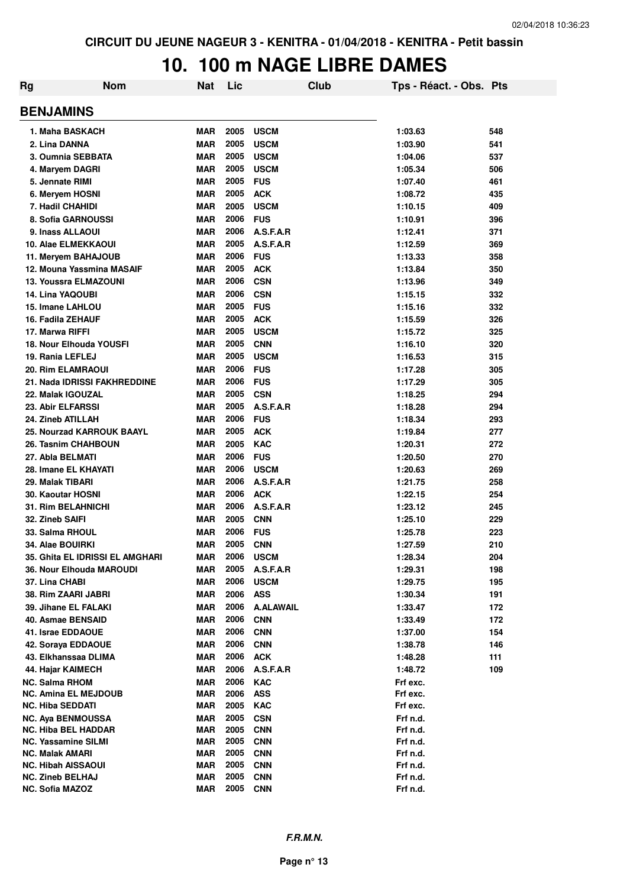CIRCUIT DU JEUNE NAGEUR 3 - KENITRA - 01/04/2018 - KENITRA - Petit bassin

# 10. 100 m NAGE LIBRE DAMES

| Rg | Nom | Nat | Lic | Club | Tps - Réact. - Obs. | Pts |
|---|---|---|---|---|---|---|
| **BENJAMINS** | | | | | | |
| 1. | Maha BASKACH | MAR | 2005 | USCM | 1:03.63 | 548 |
| 2. | Lina DANNA | MAR | 2005 | USCM | 1:03.90 | 541 |
| 3. | Oumnia SEBBATA | MAR | 2005 | USCM | 1:04.06 | 537 |
| 4. | Maryem DAGRI | MAR | 2005 | USCM | 1:05.34 | 506 |
| 5. | Jennate RIMI | MAR | 2005 | FUS | 1:07.40 | 461 |
| 6. | Meryem HOSNI | MAR | 2005 | ACK | 1:08.72 | 435 |
| 7. | Hadil CHAHIDI | MAR | 2005 | USCM | 1:10.15 | 409 |
| 8. | Sofia GARNOUSSI | MAR | 2006 | FUS | 1:10.91 | 396 |
| 9. | Inass ALLAOUI | MAR | 2006 | A.S.F.A.R | 1:12.41 | 371 |
| 10. | Alae ELMEKKAOUI | MAR | 2005 | A.S.F.A.R | 1:12.59 | 369 |
| 11. | Meryem BAHAJOUB | MAR | 2006 | FUS | 1:13.33 | 358 |
| 12. | Mouna Yassmina MASAIF | MAR | 2005 | ACK | 1:13.84 | 350 |
| 13. | Youssra ELMAZOUNI | MAR | 2006 | CSN | 1:13.96 | 349 |
| 14. | Lina YAQOUBI | MAR | 2006 | CSN | 1:15.15 | 332 |
| 15. | Imane LAHLOU | MAR | 2005 | FUS | 1:15.16 | 332 |
| 16. | Fadila ZEHAUF | MAR | 2005 | ACK | 1:15.59 | 326 |
| 17. | Marwa RIFFI | MAR | 2005 | USCM | 1:15.72 | 325 |
| 18. | Nour Elhouda YOUSFI | MAR | 2005 | CNN | 1:16.10 | 320 |
| 19. | Rania LEFLEJ | MAR | 2005 | USCM | 1:16.53 | 315 |
| 20. | Rim ELAMRAOUI | MAR | 2006 | FUS | 1:17.28 | 305 |
| 21. | Nada IDRISSI FAKHREDDINE | MAR | 2006 | FUS | 1:17.29 | 305 |
| 22. | Malak IGOUZAL | MAR | 2005 | CSN | 1:18.25 | 294 |
| 23. | Abir ELFARSSI | MAR | 2005 | A.S.F.A.R | 1:18.28 | 294 |
| 24. | Zineb ATILLAH | MAR | 2006 | FUS | 1:18.34 | 293 |
| 25. | Nourzad KARROUK BAAYL | MAR | 2005 | ACK | 1:19.84 | 277 |
| 26. | Tasnim CHAHBOUN | MAR | 2005 | KAC | 1:20.31 | 272 |
| 27. | Abla BELMATI | MAR | 2006 | FUS | 1:20.50 | 270 |
| 28. | Imane EL KHAYATI | MAR | 2006 | USCM | 1:20.63 | 269 |
| 29. | Malak TIBARI | MAR | 2006 | A.S.F.A.R | 1:21.75 | 258 |
| 30. | Kaoutar HOSNI | MAR | 2006 | ACK | 1:22.15 | 254 |
| 31. | Rim BELAHNICHI | MAR | 2006 | A.S.F.A.R | 1:23.12 | 245 |
| 32. | Zineb SAIFI | MAR | 2005 | CNN | 1:25.10 | 229 |
| 33. | Salma RHOUL | MAR | 2006 | FUS | 1:25.78 | 223 |
| 34. | Alae BOUIRKI | MAR | 2005 | CNN | 1:27.59 | 210 |
| 35. | Ghita EL IDRISSI EL AMGHARI | MAR | 2006 | USCM | 1:28.34 | 204 |
| 36. | Nour Elhouda MAROUDI | MAR | 2005 | A.S.F.A.R | 1:29.31 | 198 |
| 37. | Lina CHABI | MAR | 2006 | USCM | 1:29.75 | 195 |
| 38. | Rim ZAARI JABRI | MAR | 2006 | ASS | 1:30.34 | 191 |
| 39. | Jihane EL FALAKI | MAR | 2006 | A.ALAWAIL | 1:33.47 | 172 |
| 40. | Asmae BENSAID | MAR | 2006 | CNN | 1:33.49 | 172 |
| 41. | Israe EDDAOUE | MAR | 2006 | CNN | 1:37.00 | 154 |
| 42. | Soraya EDDAOUE | MAR | 2006 | CNN | 1:38.78 | 146 |
| 43. | Elkhanssaa DLIMA | MAR | 2006 | ACK | 1:48.28 | 111 |
| 44. | Hajar KAIMECH | MAR | 2006 | A.S.F.A.R | 1:48.72 | 109 |
| NC. | Salma RHOM | MAR | 2006 | KAC | Frf exc. | |
| NC. | Amina EL MEJDOUB | MAR | 2006 | ASS | Frf exc. | |
| NC. | Hiba SEDDATI | MAR | 2005 | KAC | Frf exc. | |
| NC. | Aya BENMOUSSA | MAR | 2005 | CSN | Frf n.d. | |
| NC. | Hiba BEL HADDAR | MAR | 2005 | CNN | Frf n.d. | |
| NC. | Yassamine SILMI | MAR | 2005 | CNN | Frf n.d. | |
| NC. | Malak AMARI | MAR | 2005 | CNN | Frf n.d. | |
| NC. | Hibah AISSAOUI | MAR | 2005 | CNN | Frf n.d. | |
| NC. | Zineb BELHAJ | MAR | 2005 | CNN | Frf n.d. | |
| NC. | Sofia MAZOZ | MAR | 2005 | CNN | Frf n.d. | |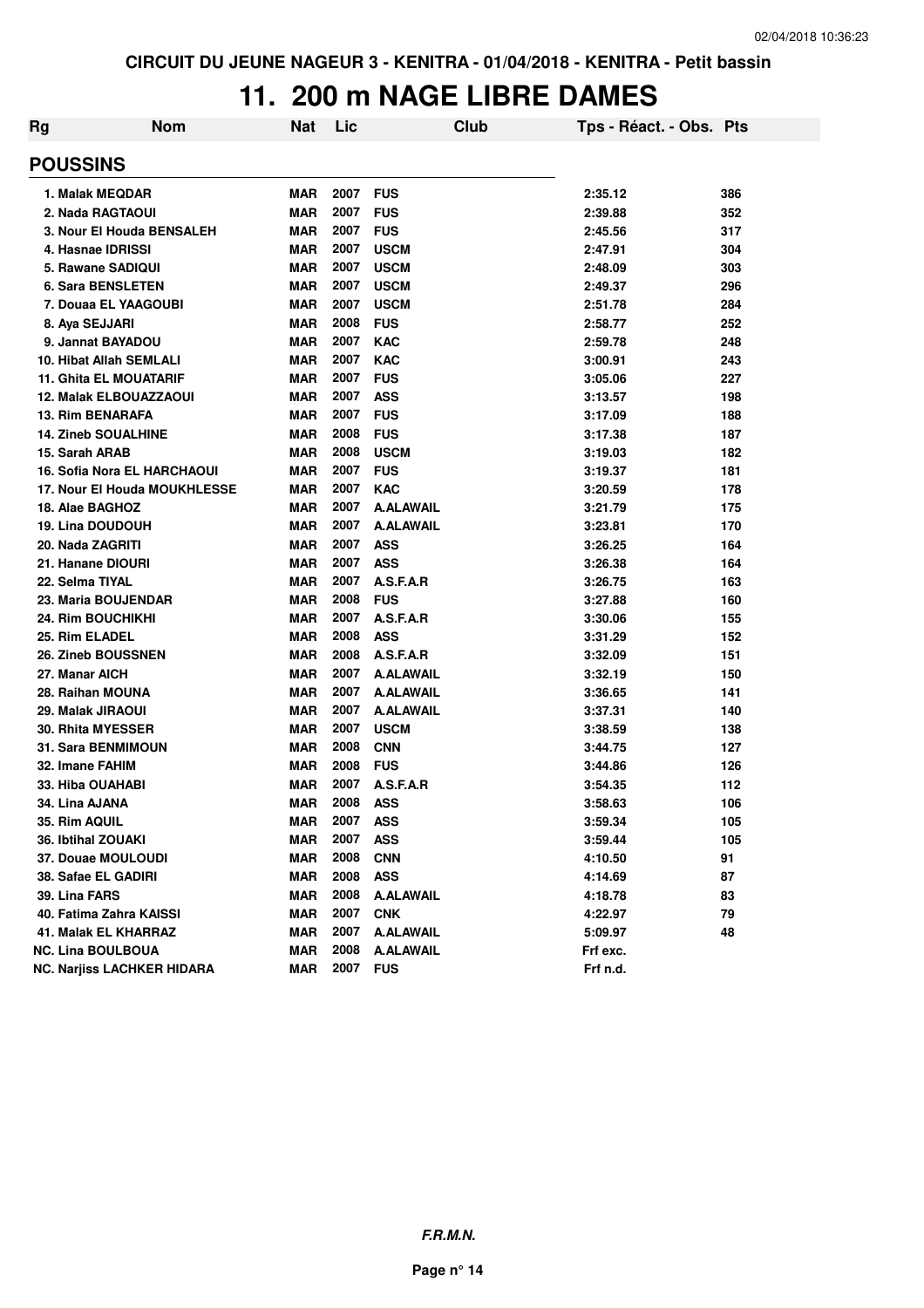CIRCUIT DU JEUNE NAGEUR 3 - KENITRA - 01/04/2018 - KENITRA - Petit bassin

# 11. 200 m NAGE LIBRE DAMES

| Rg | Nom | Nat | Lic | Club | Tps - Réact. - Obs. | Pts |
|---|---|---|---|---|---|---|
| **POUSSINS** | | | | | | |
| 1. Malak MEQDAR | | MAR | 2007 | FUS | 2:35.12 | 386 |
| 2. Nada RAGTAOUI | | MAR | 2007 | FUS | 2:39.88 | 352 |
| 3. Nour El Houda BENSALEH | | MAR | 2007 | FUS | 2:45.56 | 317 |
| 4. Hasnae IDRISSI | | MAR | 2007 | USCM | 2:47.91 | 304 |
| 5. Rawane SADIQUI | | MAR | 2007 | USCM | 2:48.09 | 303 |
| 6. Sara BENSLETEN | | MAR | 2007 | USCM | 2:49.37 | 296 |
| 7. Douaa EL YAAGOUBI | | MAR | 2007 | USCM | 2:51.78 | 284 |
| 8. Aya SEJJARI | | MAR | 2008 | FUS | 2:58.77 | 252 |
| 9. Jannat BAYADOU | | MAR | 2007 | KAC | 2:59.78 | 248 |
| 10. Hibat Allah SEMLALI | | MAR | 2007 | KAC | 3:00.91 | 243 |
| 11. Ghita EL MOUATARIF | | MAR | 2007 | FUS | 3:05.06 | 227 |
| 12. Malak ELBOUAZZAOUI | | MAR | 2007 | ASS | 3:13.57 | 198 |
| 13. Rim BENARAFA | | MAR | 2007 | FUS | 3:17.09 | 188 |
| 14. Zineb SOUALHINE | | MAR | 2008 | FUS | 3:17.38 | 187 |
| 15. Sarah ARAB | | MAR | 2008 | USCM | 3:19.03 | 182 |
| 16. Sofia Nora EL HARCHAOUI | | MAR | 2007 | FUS | 3:19.37 | 181 |
| 17. Nour El Houda MOUKHLESSE | | MAR | 2007 | KAC | 3:20.59 | 178 |
| 18. Alae BAGHOZ | | MAR | 2007 | A.ALAWAIL | 3:21.79 | 175 |
| 19. Lina DOUDOUH | | MAR | 2007 | A.ALAWAIL | 3:23.81 | 170 |
| 20. Nada ZAGRITI | | MAR | 2007 | ASS | 3:26.25 | 164 |
| 21. Hanane DIOURI | | MAR | 2007 | ASS | 3:26.38 | 164 |
| 22. Selma TIYAL | | MAR | 2007 | A.S.F.A.R | 3:26.75 | 163 |
| 23. Maria BOUJENDAR | | MAR | 2008 | FUS | 3:27.88 | 160 |
| 24. Rim BOUCHIKHI | | MAR | 2007 | A.S.F.A.R | 3:30.06 | 155 |
| 25. Rim ELADEL | | MAR | 2008 | ASS | 3:31.29 | 152 |
| 26. Zineb BOUSSNEN | | MAR | 2008 | A.S.F.A.R | 3:32.09 | 151 |
| 27. Manar AICH | | MAR | 2007 | A.ALAWAIL | 3:32.19 | 150 |
| 28. Raihan MOUNA | | MAR | 2007 | A.ALAWAIL | 3:36.65 | 141 |
| 29. Malak JIRAOUI | | MAR | 2007 | A.ALAWAIL | 3:37.31 | 140 |
| 30. Rhita MYESSER | | MAR | 2007 | USCM | 3:38.59 | 138 |
| 31. Sara BENMIMOUN | | MAR | 2008 | CNN | 3:44.75 | 127 |
| 32. Imane FAHIM | | MAR | 2008 | FUS | 3:44.86 | 126 |
| 33. Hiba OUAHABI | | MAR | 2007 | A.S.F.A.R | 3:54.35 | 112 |
| 34. Lina AJANA | | MAR | 2008 | ASS | 3:58.63 | 106 |
| 35. Rim AQUIL | | MAR | 2007 | ASS | 3:59.34 | 105 |
| 36. Ibtihal ZOUAKI | | MAR | 2007 | ASS | 3:59.44 | 105 |
| 37. Douae MOULOUDI | | MAR | 2008 | CNN | 4:10.50 | 91 |
| 38. Safae EL GADIRI | | MAR | 2008 | ASS | 4:14.69 | 87 |
| 39. Lina FARS | | MAR | 2008 | A.ALAWAIL | 4:18.78 | 83 |
| 40. Fatima Zahra KAISSI | | MAR | 2007 | CNK | 4:22.97 | 79 |
| 41. Malak EL KHARRAZ | | MAR | 2007 | A.ALAWAIL | 5:09.97 | 48 |
| NC. Lina BOULBOUA | | MAR | 2008 | A.ALAWAIL | Frf exc. | |
| NC. Narjiss LACHKER HIDARA | | MAR | 2007 | FUS | Frf n.d. | |

***F.R.M.N.***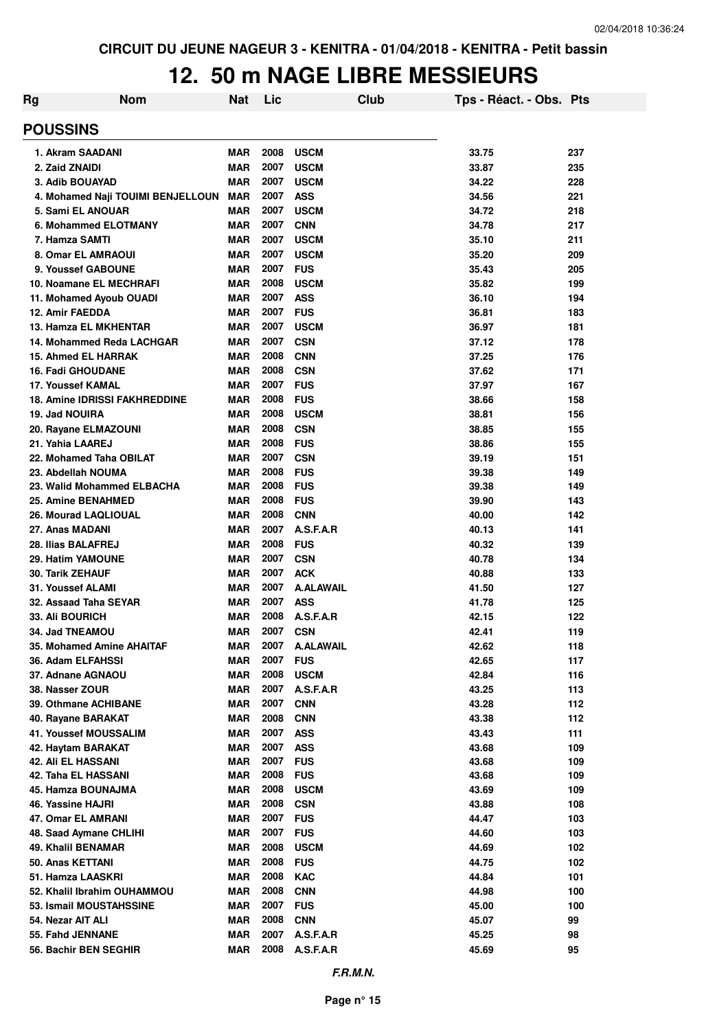CIRCUIT DU JEUNE NAGEUR 3 - KENITRA - 01/04/2018 - KENITRA - Petit bassin

# 12. 50 m NAGE LIBRE MESSIEURS

| Rg | Nom | Nat | Lic | Club | Tps - Réact. - Obs. | Pts |
|---|---|---|---|---|---|---|
| **POUSSINS** | | | | | | |
| 1. | Akram SAADANI | MAR | 2008 | USCM | 33.75 | 237 |
| 2. | Zaid ZNAIDI | MAR | 2007 | USCM | 33.87 | 235 |
| 3. | Adib BOUAYAD | MAR | 2007 | USCM | 34.22 | 228 |
| 4. | Mohamed Naji TOUIMI BENJELLOUN | MAR | 2007 | ASS | 34.56 | 221 |
| 5. | Sami EL ANOUAR | MAR | 2007 | USCM | 34.72 | 218 |
| 6. | Mohammed ELOTMANY | MAR | 2007 | CNN | 34.78 | 217 |
| 7. | Hamza SAMTI | MAR | 2007 | USCM | 35.10 | 211 |
| 8. | Omar EL AMRAOUI | MAR | 2007 | USCM | 35.20 | 209 |
| 9. | Youssef GABOUNE | MAR | 2007 | FUS | 35.43 | 205 |
| 10. | Noamane EL MECHRAFI | MAR | 2008 | USCM | 35.82 | 199 |
| 11. | Mohamed Ayoub OUADI | MAR | 2007 | ASS | 36.10 | 194 |
| 12. | Amir FAEDDA | MAR | 2007 | FUS | 36.81 | 183 |
| 13. | Hamza EL MKHENTAR | MAR | 2007 | USCM | 36.97 | 181 |
| 14. | Mohammed Reda LACHGAR | MAR | 2007 | CSN | 37.12 | 178 |
| 15. | Ahmed EL HARRAK | MAR | 2008 | CNN | 37.25 | 176 |
| 16. | Fadi GHOUDANE | MAR | 2008 | CSN | 37.62 | 171 |
| 17. | Youssef KAMAL | MAR | 2007 | FUS | 37.97 | 167 |
| 18. | Amine IDRISSI FAKHREDDINE | MAR | 2008 | FUS | 38.66 | 158 |
| 19. | Jad NOUIRA | MAR | 2008 | USCM | 38.81 | 156 |
| 20. | Rayane ELMAZOUNI | MAR | 2008 | CSN | 38.85 | 155 |
| 21. | Yahia LAAREJ | MAR | 2008 | FUS | 38.86 | 155 |
| 22. | Mohamed Taha OBILAT | MAR | 2007 | CSN | 39.19 | 151 |
| 23. | Abdellah NOUMA | MAR | 2008 | FUS | 39.38 | 149 |
| 23. | Walid Mohammed ELBACHA | MAR | 2008 | FUS | 39.38 | 149 |
| 25. | Amine BENAHMED | MAR | 2008 | FUS | 39.90 | 143 |
| 26. | Mourad LAQLIOUAL | MAR | 2008 | CNN | 40.00 | 142 |
| 27. | Anas MADANI | MAR | 2007 | A.S.F.A.R | 40.13 | 141 |
| 28. | Ilias BALAFREJ | MAR | 2008 | FUS | 40.32 | 139 |
| 29. | Hatim YAMOUNE | MAR | 2007 | CSN | 40.78 | 134 |
| 30. | Tarik ZEHAUF | MAR | 2007 | ACK | 40.88 | 133 |
| 31. | Youssef ALAMI | MAR | 2007 | A.ALAWAIL | 41.50 | 127 |
| 32. | Assaad Taha SEYAR | MAR | 2007 | ASS | 41.78 | 125 |
| 33. | Ali BOURICH | MAR | 2008 | A.S.F.A.R | 42.15 | 122 |
| 34. | Jad TNEAMOU | MAR | 2007 | CSN | 42.41 | 119 |
| 35. | Mohamed Amine AHAITAF | MAR | 2007 | A.ALAWAIL | 42.62 | 118 |
| 36. | Adam ELFAHSSI | MAR | 2007 | FUS | 42.65 | 117 |
| 37. | Adnane AGNAOU | MAR | 2008 | USCM | 42.84 | 116 |
| 38. | Nasser ZOUR | MAR | 2007 | A.S.F.A.R | 43.25 | 113 |
| 39. | Othmane ACHIBANE | MAR | 2007 | CNN | 43.28 | 112 |
| 40. | Rayane BARAKAT | MAR | 2008 | CNN | 43.38 | 112 |
| 41. | Youssef MOUSSALIM | MAR | 2007 | ASS | 43.43 | 111 |
| 42. | Haytam BARAKAT | MAR | 2007 | ASS | 43.68 | 109 |
| 42. | Ali EL HASSANI | MAR | 2007 | FUS | 43.68 | 109 |
| 42. | Taha EL HASSANI | MAR | 2008 | FUS | 43.68 | 109 |
| 45. | Hamza BOUNAJMA | MAR | 2008 | USCM | 43.69 | 109 |
| 46. | Yassine HAJRI | MAR | 2008 | CSN | 43.88 | 108 |
| 47. | Omar EL AMRANI | MAR | 2007 | FUS | 44.47 | 103 |
| 48. | Saad Aymane CHLIHI | MAR | 2007 | FUS | 44.60 | 103 |
| 49. | Khalil BENAMAR | MAR | 2008 | USCM | 44.69 | 102 |
| 50. | Anas KETTANI | MAR | 2008 | FUS | 44.75 | 102 |
| 51. | Hamza LAASKRI | MAR | 2008 | KAC | 44.84 | 101 |
| 52. | Khalil Ibrahim OUHAMMOU | MAR | 2008 | CNN | 44.98 | 100 |
| 53. | Ismail MOUSTAHSSINE | MAR | 2007 | FUS | 45.00 | 100 |
| 54. | Nezar AIT ALI | MAR | 2008 | CNN | 45.07 | 99 |
| 55. | Fahd JENNANE | MAR | 2007 | A.S.F.A.R | 45.25 | 98 |
| 56. | Bachir BEN SEGHIR | MAR | 2008 | A.S.F.A.R | 45.69 | 95 |

*F.R.M.N.*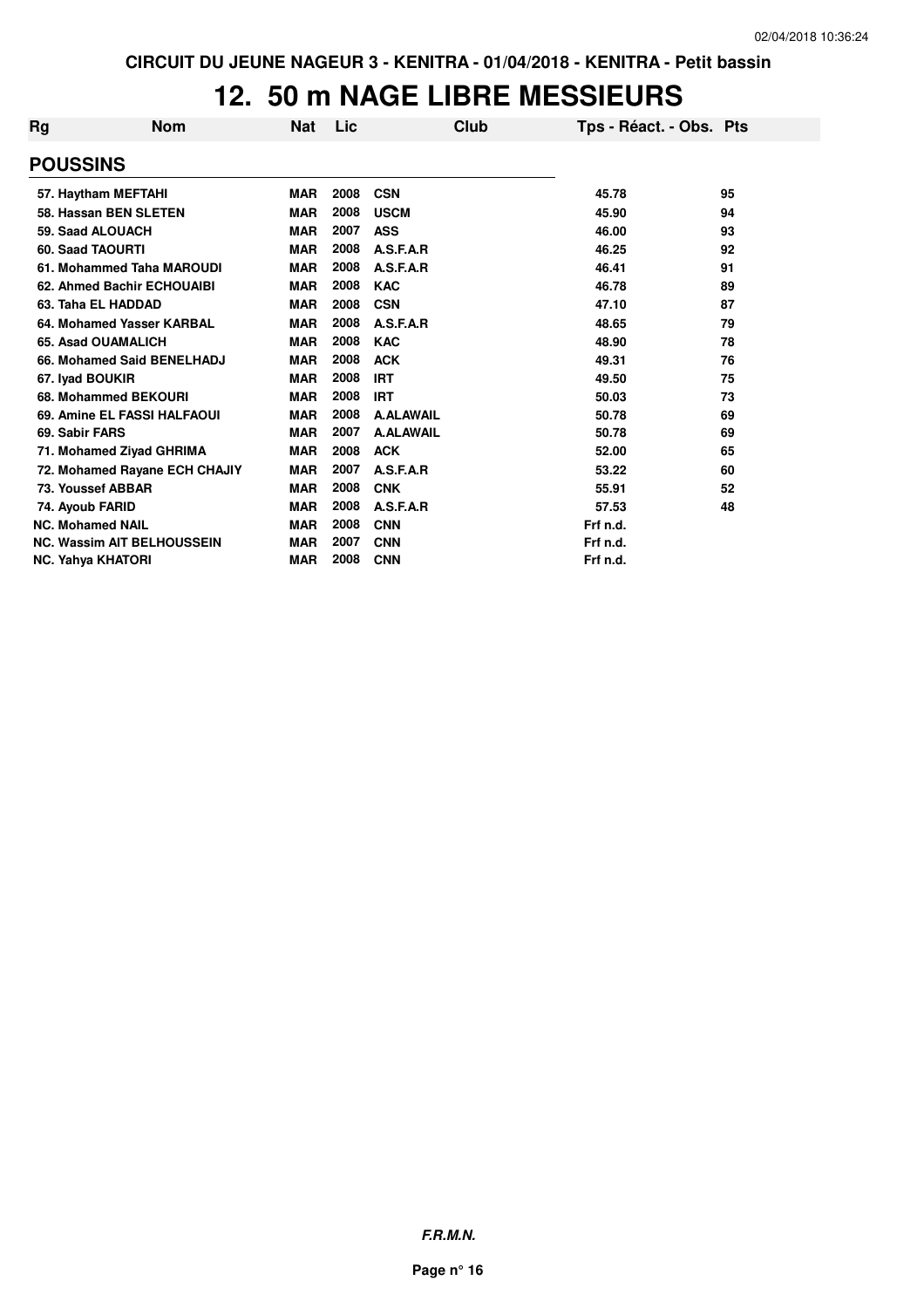CIRCUIT DU JEUNE NAGEUR 3 - KENITRA - 01/04/2018 - KENITRA - Petit bassin

# 12. 50 m NAGE LIBRE MESSIEURS

| Rg | Nom | Nat | Lic | Club | Tps - Réact. - Obs. | Pts |
|---|---|---|---|---|---|---|
| **POUSSINS** | | | | | | |
| 57. | Haytham MEFTAHI | MAR | 2008 | CSN | 45.78 | 95 |
| 58. | Hassan BEN SLETEN | MAR | 2008 | USCM | 45.90 | 94 |
| 59. | Saad ALOUACH | MAR | 2007 | ASS | 46.00 | 93 |
| 60. | Saad TAOURTI | MAR | 2008 | A.S.F.A.R | 46.25 | 92 |
| 61. | Mohammed Taha MAROUDI | MAR | 2008 | A.S.F.A.R | 46.41 | 91 |
| 62. | Ahmed Bachir ECHOUAIBI | MAR | 2008 | KAC | 46.78 | 89 |
| 63. | Taha EL HADDAD | MAR | 2008 | CSN | 47.10 | 87 |
| 64. | Mohamed Yasser KARBAL | MAR | 2008 | A.S.F.A.R | 48.65 | 79 |
| 65. | Asad OUAMALICH | MAR | 2008 | KAC | 48.90 | 78 |
| 66. | Mohamed Said BENELHADJ | MAR | 2008 | ACK | 49.31 | 76 |
| 67. | Iyad BOUKIR | MAR | 2008 | IRT | 49.50 | 75 |
| 68. | Mohammed BEKOURI | MAR | 2008 | IRT | 50.03 | 73 |
| 69. | Amine EL FASSI HALFAOUI | MAR | 2008 | A.ALAWAIL | 50.78 | 69 |
| 69. | Sabir FARS | MAR | 2007 | A.ALAWAIL | 50.78 | 69 |
| 71. | Mohamed Ziyad GHRIMA | MAR | 2008 | ACK | 52.00 | 65 |
| 72. | Mohamed Rayane ECH CHAJIY | MAR | 2007 | A.S.F.A.R | 53.22 | 60 |
| 73. | Youssef ABBAR | MAR | 2008 | CNK | 55.91 | 52 |
| 74. | Ayoub FARID | MAR | 2008 | A.S.F.A.R | 57.53 | 48 |
| NC. | Mohamed NAIL | MAR | 2008 | CNN | Frf n.d. | |
| NC. | Wassim AIT BELHOUSSEIN | MAR | 2007 | CNN | Frf n.d. | |
| NC. | Yahya KHATORI | MAR | 2008 | CNN | Frf n.d. | |

*F.R.M.N.*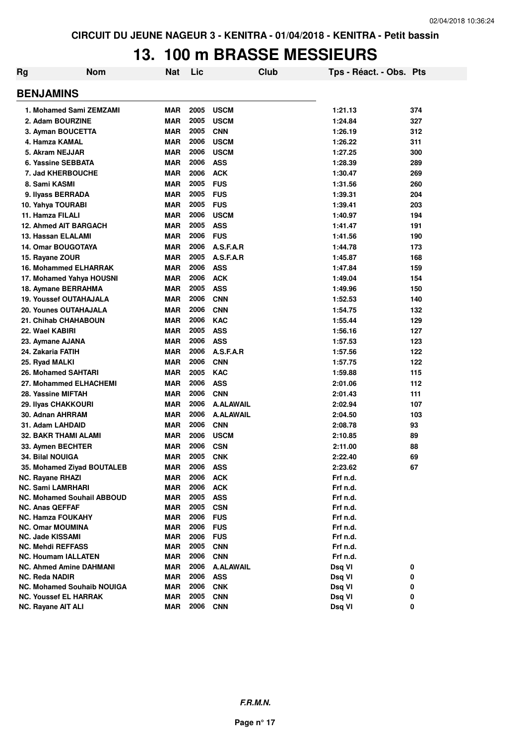CIRCUIT DU JEUNE NAGEUR 3 - KENITRA - 01/04/2018 - KENITRA - Petit bassin

# 13. 100 m BRASSE MESSIEURS

| Rg | Nom | Nat | Lic | Club | Tps - Réact. - Obs. | Pts |
|---|---|---|---|---|---|---|
| **BENJAMINS** | | | | | | |
| 1. | Mohamed Sami ZEMZAMI | MAR | 2005 | USCM | 1:21.13 | 374 |
| 2. | Adam BOURZINE | MAR | 2005 | USCM | 1:24.84 | 327 |
| 3. | Ayman BOUCETTA | MAR | 2005 | CNN | 1:26.19 | 312 |
| 4. | Hamza KAMAL | MAR | 2006 | USCM | 1:26.22 | 311 |
| 5. | Akram NEJJAR | MAR | 2006 | USCM | 1:27.25 | 300 |
| 6. | Yassine SEBBATA | MAR | 2006 | ASS | 1:28.39 | 289 |
| 7. | Jad KHERBOUCHE | MAR | 2006 | ACK | 1:30.47 | 269 |
| 8. | Sami KASMI | MAR | 2005 | FUS | 1:31.56 | 260 |
| 9. | Ilyass BERRADA | MAR | 2005 | FUS | 1:39.31 | 204 |
| 10. | Yahya TOURABI | MAR | 2005 | FUS | 1:39.41 | 203 |
| 11. | Hamza FILALI | MAR | 2006 | USCM | 1:40.97 | 194 |
| 12. | Ahmed AIT BARGACH | MAR | 2005 | ASS | 1:41.47 | 191 |
| 13. | Hassan ELALAMI | MAR | 2006 | FUS | 1:41.56 | 190 |
| 14. | Omar BOUGOTAYA | MAR | 2006 | A.S.F.A.R | 1:44.78 | 173 |
| 15. | Rayane ZOUR | MAR | 2005 | A.S.F.A.R | 1:45.87 | 168 |
| 16. | Mohammed ELHARRAK | MAR | 2006 | ASS | 1:47.84 | 159 |
| 17. | Mohamed Yahya HOUSNI | MAR | 2006 | ACK | 1:49.04 | 154 |
| 18. | Aymane BERRAHMA | MAR | 2005 | ASS | 1:49.96 | 150 |
| 19. | Youssef OUTAHAJALA | MAR | 2006 | CNN | 1:52.53 | 140 |
| 20. | Younes OUTAHAJALA | MAR | 2006 | CNN | 1:54.75 | 132 |
| 21. | Chihab CHAHABOUN | MAR | 2006 | KAC | 1:55.44 | 129 |
| 22. | Wael KABIRI | MAR | 2005 | ASS | 1:56.16 | 127 |
| 23. | Aymane AJANA | MAR | 2006 | ASS | 1:57.53 | 123 |
| 24. | Zakaria FATIH | MAR | 2006 | A.S.F.A.R | 1:57.56 | 122 |
| 25. | Ryad MALKI | MAR | 2006 | CNN | 1:57.75 | 122 |
| 26. | Mohamed SAHTARI | MAR | 2005 | KAC | 1:59.88 | 115 |
| 27. | Mohammed ELHACHEMI | MAR | 2006 | ASS | 2:01.06 | 112 |
| 28. | Yassine MIFTAH | MAR | 2006 | CNN | 2:01.43 | 111 |
| 29. | Ilyas CHAKKOURI | MAR | 2006 | A.ALAWAIL | 2:02.94 | 107 |
| 30. | Adnan AHRRAM | MAR | 2006 | A.ALAWAIL | 2:04.50 | 103 |
| 31. | Adam LAHDAID | MAR | 2006 | CNN | 2:08.78 | 93 |
| 32. | BAKR THAMI ALAMI | MAR | 2006 | USCM | 2:10.85 | 89 |
| 33. | Aymen BECHTER | MAR | 2006 | CSN | 2:11.00 | 88 |
| 34. | Bilal NOUIGA | MAR | 2005 | CNK | 2:22.40 | 69 |
| 35. | Mohamed Ziyad BOUTALEB | MAR | 2006 | ASS | 2:23.62 | 67 |
| NC. | Rayane RHAZI | MAR | 2006 | ACK | Frf n.d. | |
| NC. | Sami LAMRHARI | MAR | 2006 | ACK | Frf n.d. | |
| NC. | Mohamed Souhail ABBOUD | MAR | 2005 | ASS | Frf n.d. | |
| NC. | Anas QEFFAF | MAR | 2005 | CSN | Frf n.d. | |
| NC. | Hamza FOUKAHY | MAR | 2006 | FUS | Frf n.d. | |
| NC. | Omar MOUMINA | MAR | 2006 | FUS | Frf n.d. | |
| NC. | Jade KISSAMI | MAR | 2006 | FUS | Frf n.d. | |
| NC. | Mehdi REFFASS | MAR | 2005 | CNN | Frf n.d. | |
| NC. | Houmam IALLATEN | MAR | 2006 | CNN | Frf n.d. | |
| NC. | Ahmed Amine DAHMANI | MAR | 2006 | A.ALAWAIL | Dsq VI | 0 |
| NC. | Reda NADIR | MAR | 2006 | ASS | Dsq VI | 0 |
| NC. | Mohamed Souhaib NOUIGA | MAR | 2006 | CNK | Dsq VI | 0 |
| NC. | Youssef EL HARRAK | MAR | 2005 | CNN | Dsq VI | 0 |
| NC. | Rayane AIT ALI | MAR | 2006 | CNN | Dsq VI | 0 |

*F.R.M.N.*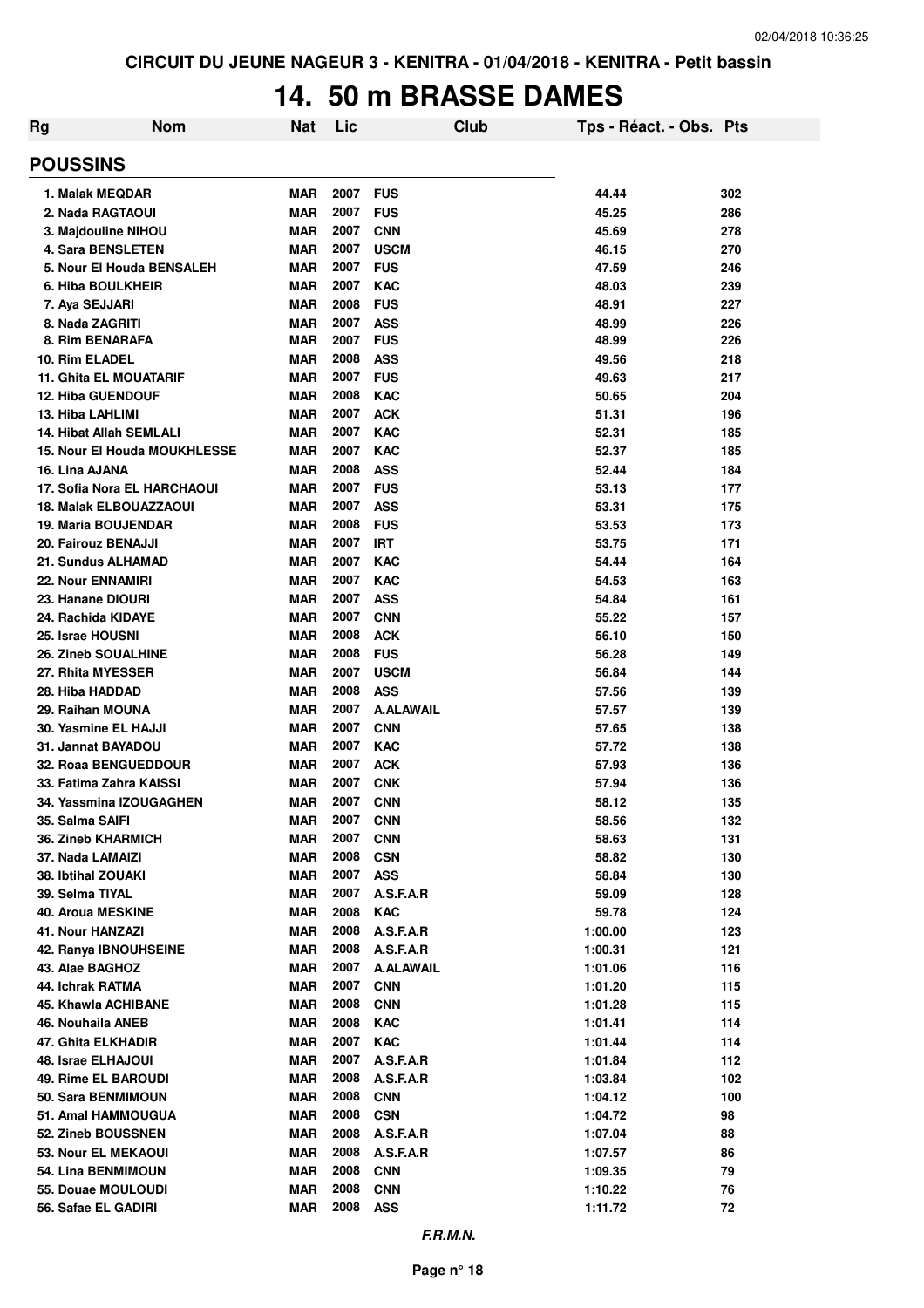CIRCUIT DU JEUNE NAGEUR 3 - KENITRA - 01/04/2018 - KENITRA - Petit bassin

# 14. 50 m BRASSE DAMES

| Rg | Nom | Nat | Lic | Club | Tps - Réact. - Obs. | Pts |
|---|---|---|---|---|---|---|
| **POUSSINS** | | | | | | |
| 1. Malak MEQDAR | | MAR | 2007 | FUS | 44.44 | 302 |
| 2. Nada RAGTAOUI | | MAR | 2007 | FUS | 45.25 | 286 |
| 3. Majdouline NIHOU | | MAR | 2007 | CNN | 45.69 | 278 |
| 4. Sara BENSLETEN | | MAR | 2007 | USCM | 46.15 | 270 |
| 5. Nour El Houda BENSALEH | | MAR | 2007 | FUS | 47.59 | 246 |
| 6. Hiba BOULKHEIR | | MAR | 2007 | KAC | 48.03 | 239 |
| 7. Aya SEJJARI | | MAR | 2008 | FUS | 48.91 | 227 |
| 8. Nada ZAGRITI | | MAR | 2007 | ASS | 48.99 | 226 |
| 8. Rim BENARAFA | | MAR | 2007 | FUS | 48.99 | 226 |
| 10. Rim ELADEL | | MAR | 2008 | ASS | 49.56 | 218 |
| 11. Ghita EL MOUATARIF | | MAR | 2007 | FUS | 49.63 | 217 |
| 12. Hiba GUENDOUF | | MAR | 2008 | KAC | 50.65 | 204 |
| 13. Hiba LAHLIMI | | MAR | 2007 | ACK | 51.31 | 196 |
| 14. Hibat Allah SEMLALI | | MAR | 2007 | KAC | 52.31 | 185 |
| 15. Nour El Houda MOUKHLESSE | | MAR | 2007 | KAC | 52.37 | 185 |
| 16. Lina AJANA | | MAR | 2008 | ASS | 52.44 | 184 |
| 17. Sofia Nora EL HARCHAOUI | | MAR | 2007 | FUS | 53.13 | 177 |
| 18. Malak ELBOUAZZAOUI | | MAR | 2007 | ASS | 53.31 | 175 |
| 19. Maria BOUJENDAR | | MAR | 2008 | FUS | 53.53 | 173 |
| 20. Fairouz BENAJJI | | MAR | 2007 | IRT | 53.75 | 171 |
| 21. Sundus ALHAMAD | | MAR | 2007 | KAC | 54.44 | 164 |
| 22. Nour ENNAMIRI | | MAR | 2007 | KAC | 54.53 | 163 |
| 23. Hanane DIOURI | | MAR | 2007 | ASS | 54.84 | 161 |
| 24. Rachida KIDAYE | | MAR | 2007 | CNN | 55.22 | 157 |
| 25. Israe HOUSNI | | MAR | 2008 | ACK | 56.10 | 150 |
| 26. Zineb SOUALHINE | | MAR | 2008 | FUS | 56.28 | 149 |
| 27. Rhita MYESSER | | MAR | 2007 | USCM | 56.84 | 144 |
| 28. Hiba HADDAD | | MAR | 2008 | ASS | 57.56 | 139 |
| 29. Raihan MOUNA | | MAR | 2007 | A.ALAWAIL | 57.57 | 139 |
| 30. Yasmine EL HAJJI | | MAR | 2007 | CNN | 57.65 | 138 |
| 31. Jannat BAYADOU | | MAR | 2007 | KAC | 57.72 | 138 |
| 32. Roaa BENGUEDDOUR | | MAR | 2007 | ACK | 57.93 | 136 |
| 33. Fatima Zahra KAISSI | | MAR | 2007 | CNK | 57.94 | 136 |
| 34. Yassmina IZOUGAGHEN | | MAR | 2007 | CNN | 58.12 | 135 |
| 35. Salma SAIFI | | MAR | 2007 | CNN | 58.56 | 132 |
| 36. Zineb KHARMICH | | MAR | 2007 | CNN | 58.63 | 131 |
| 37. Nada LAMAIZI | | MAR | 2008 | CSN | 58.82 | 130 |
| 38. Ibtihal ZOUAKI | | MAR | 2007 | ASS | 58.84 | 130 |
| 39. Selma TIYAL | | MAR | 2007 | A.S.F.A.R | 59.09 | 128 |
| 40. Aroua MESKINE | | MAR | 2008 | KAC | 59.78 | 124 |
| 41. Nour HANZAZI | | MAR | 2008 | A.S.F.A.R | 1:00.00 | 123 |
| 42. Ranya IBNOUHSEINE | | MAR | 2008 | A.S.F.A.R | 1:00.31 | 121 |
| 43. Alae BAGHOZ | | MAR | 2007 | A.ALAWAIL | 1:01.06 | 116 |
| 44. Ichrak RATMA | | MAR | 2007 | CNN | 1:01.20 | 115 |
| 45. Khawla ACHIBANE | | MAR | 2008 | CNN | 1:01.28 | 115 |
| 46. Nouhaila ANEB | | MAR | 2008 | KAC | 1:01.41 | 114 |
| 47. Ghita ELKHADIR | | MAR | 2007 | KAC | 1:01.44 | 114 |
| 48. Israe ELHAJOUI | | MAR | 2007 | A.S.F.A.R | 1:01.84 | 112 |
| 49. Rime EL BAROUDI | | MAR | 2008 | A.S.F.A.R | 1:03.84 | 102 |
| 50. Sara BENMIMOUN | | MAR | 2008 | CNN | 1:04.12 | 100 |
| 51. Amal HAMMOUGUA | | MAR | 2008 | CSN | 1:04.72 | 98 |
| 52. Zineb BOUSSNEN | | MAR | 2008 | A.S.F.A.R | 1:07.04 | 88 |
| 53. Nour EL MEKAOUI | | MAR | 2008 | A.S.F.A.R | 1:07.57 | 86 |
| 54. Lina BENMIMOUN | | MAR | 2008 | CNN | 1:09.35 | 79 |
| 55. Douae MOULOUDI | | MAR | 2008 | CNN | 1:10.22 | 76 |
| 56. Safae EL GADIRI | | MAR | 2008 | ASS | 1:11.72 | 72 |

*F.R.M.N.*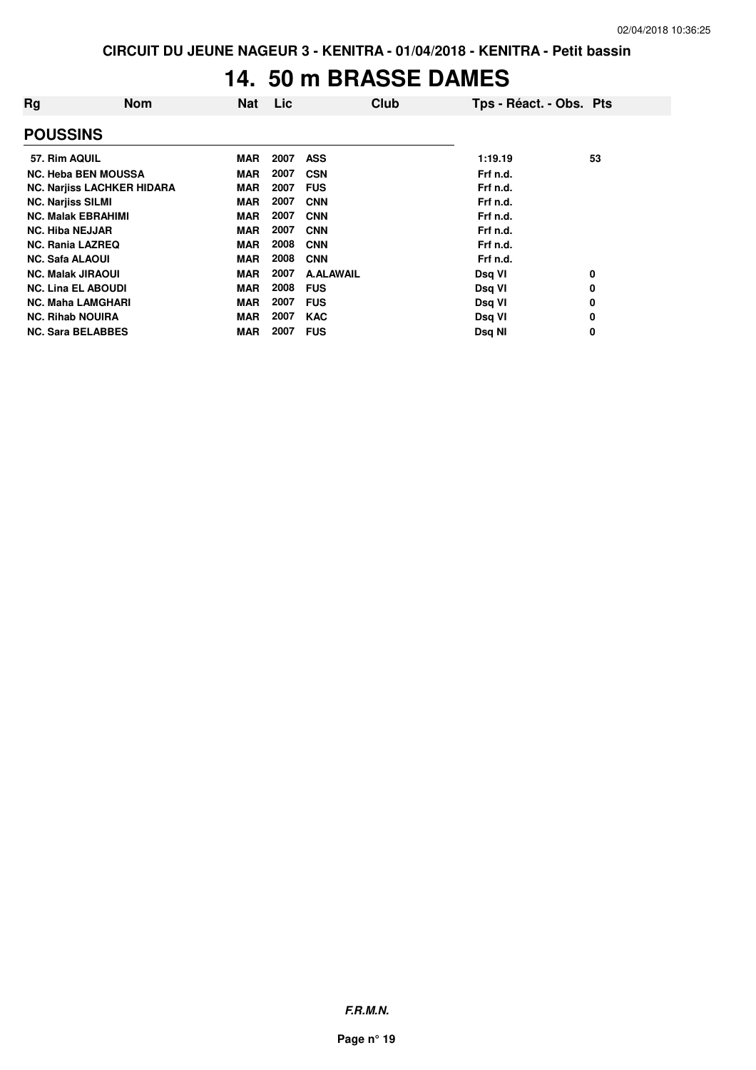CIRCUIT DU JEUNE NAGEUR 3 - KENITRA - 01/04/2018 - KENITRA - Petit bassin

# 14. 50 m BRASSE DAMES

| Rg | Nom | Nat | Lic | Club | Tps - Réact. - Obs. | Pts |
|---|---|---|---|---|---|---|
| **POUSSINS** | | | | | | |
| 57. Rim AQUIL | | MAR | 2007 | ASS | 1:19.19 | 53 |
| NC. Heba BEN MOUSSA | | MAR | 2007 | CSN | Frf n.d. | |
| NC. Narjiss LACHKER HIDARA | | MAR | 2007 | FUS | Frf n.d. | |
| NC. Narjiss SILMI | | MAR | 2007 | CNN | Frf n.d. | |
| NC. Malak EBRAHIMI | | MAR | 2007 | CNN | Frf n.d. | |
| NC. Hiba NEJJAR | | MAR | 2007 | CNN | Frf n.d. | |
| NC. Rania LAZREQ | | MAR | 2008 | CNN | Frf n.d. | |
| NC. Safa ALAOUI | | MAR | 2008 | CNN | Frf n.d. | |
| NC. Malak JIRAOUI | | MAR | 2007 | A.ALAWAIL | Dsq VI | 0 |
| NC. Lina EL ABOUDI | | MAR | 2008 | FUS | Dsq VI | 0 |
| NC. Maha LAMGHARI | | MAR | 2007 | FUS | Dsq VI | 0 |
| NC. Rihab NOUIRA | | MAR | 2007 | KAC | Dsq VI | 0 |
| NC. Sara BELABBES | | MAR | 2007 | FUS | Dsq NI | 0 |

*F.R.M.N.*